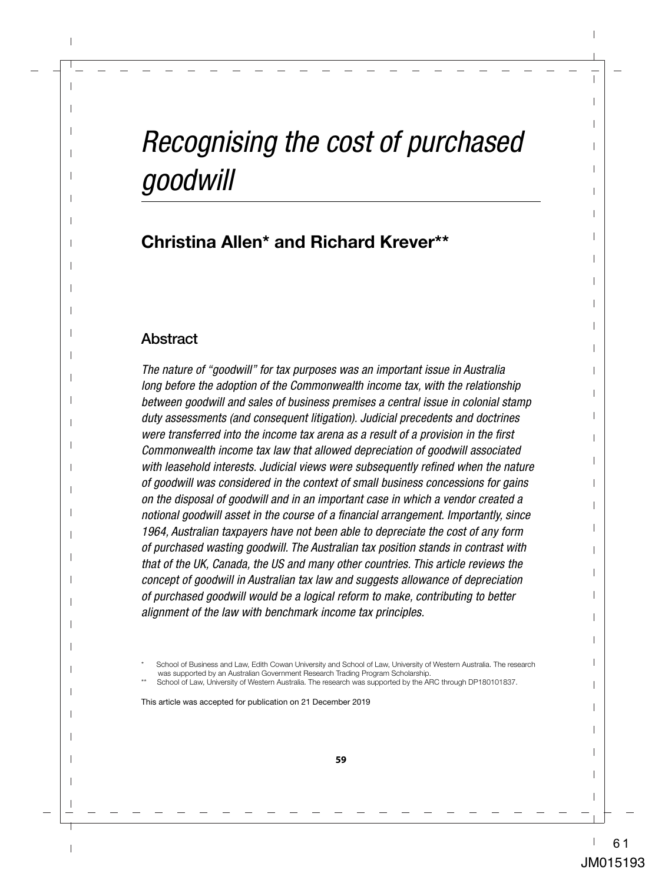# *Recognising the cost of purchased goodwill*

## Christina Allen* and Richard Krever**

### Abstract

*The nature of "goodwill" for tax purposes was an important issue in Australia long before the adoption of the Commonwealth income tax, with the relationship between goodwill and sales of business premises a central issue in colonial stamp duty assessments (and consequent litigation). Judicial precedents and doctrines were transferred into the income tax arena as a result of a provision in the first Commonwealth income tax law that allowed depreciation of goodwill associated with leasehold interests. Judicial views were subsequently refined when the nature of goodwill was considered in the context of small business concessions for gains on the disposal of goodwill and in an important case in which a vendor created a notional goodwill asset in the course of a financial arrangement. Importantly, since 1964, Australian taxpayers have not been able to depreciate the cost of any form of purchased wasting goodwill. The Australian tax position stands in contrast with that of the UK, Canada, the US and many other countries. This article reviews the concept of goodwill in Australian tax law and suggests allowance of depreciation of purchased goodwill would be a logical reform to make, contributing to better alignment of the law with benchmark income tax principles.*

\* School of Business and Law, Edith Cowan University and School of Law, University of Western Australia. The research was supported by an Australian Government Research Trading Program Scholarship.

\** School of Law, University of Western Australia. The research was supported by the ARC through DP180101837.

This article was accepted for publication on 21 December 2019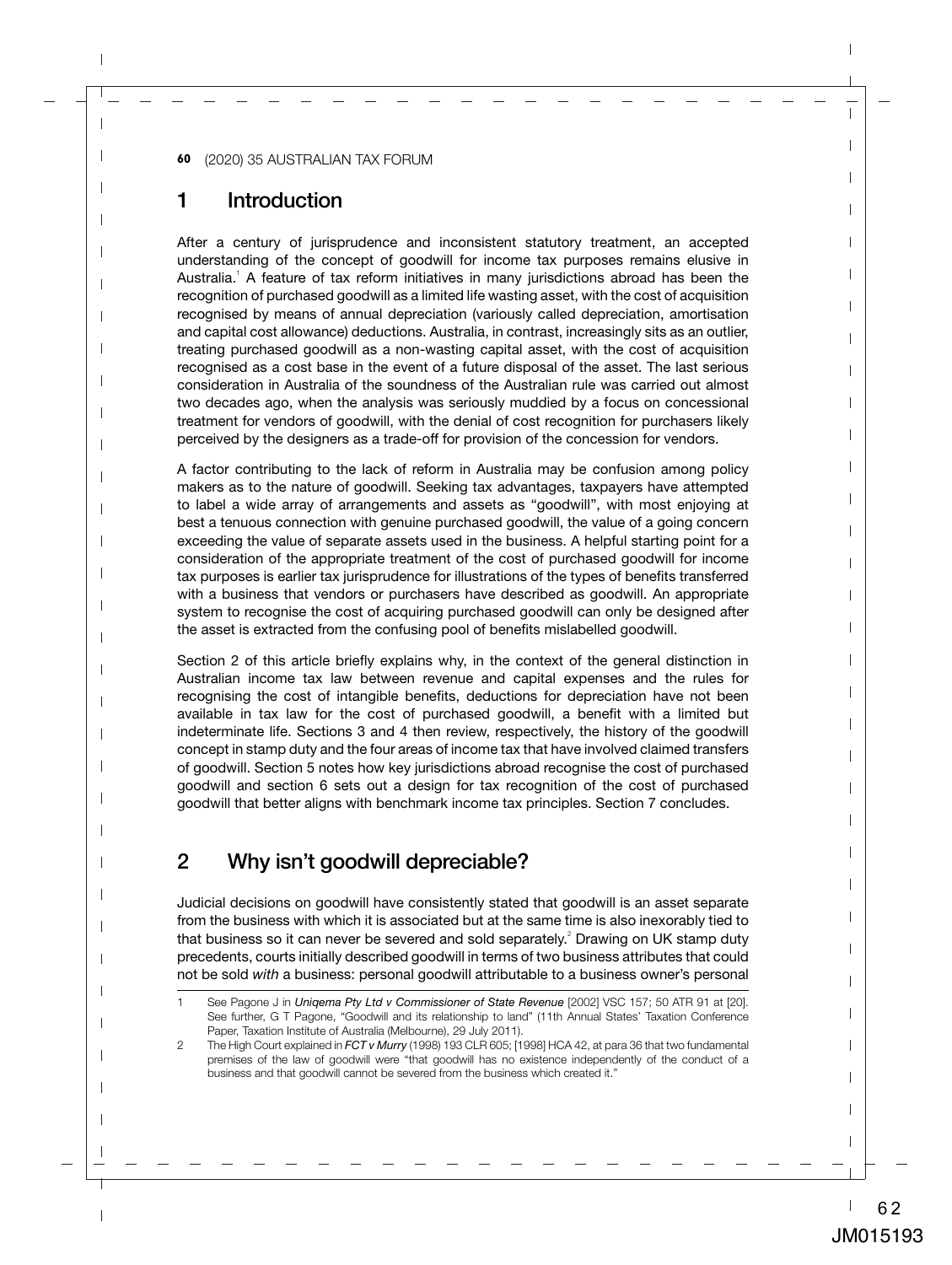## 1 Introduction

After a century of jurisprudence and inconsistent statutory treatment, an accepted understanding of the concept of goodwill for income tax purposes remains elusive in Australia.[1] A feature of tax reform initiatives in many jurisdictions abroad has been the recognition of purchased goodwill as a limited life wasting asset, with the cost of acquisition recognised by means of annual depreciation (variously called depreciation, amortisation and capital cost allowance) deductions. Australia, in contrast, increasingly sits as an outlier, treating purchased goodwill as a non-wasting capital asset, with the cost of acquisition recognised as a cost base in the event of a future disposal of the asset. The last serious consideration in Australia of the soundness of the Australian rule was carried out almost two decades ago, when the analysis was seriously muddied by a focus on concessional treatment for vendors of goodwill, with the denial of cost recognition for purchasers likely perceived by the designers as a trade-off for provision of the concession for vendors.

A factor contributing to the lack of reform in Australia may be confusion among policy makers as to the nature of goodwill. Seeking tax advantages, taxpayers have attempted to label a wide array of arrangements and assets as "goodwill", with most enjoying at best a tenuous connection with genuine purchased goodwill, the value of a going concern exceeding the value of separate assets used in the business. A helpful starting point for a consideration of the appropriate treatment of the cost of purchased goodwill for income tax purposes is earlier tax jurisprudence for illustrations of the types of benefits transferred with a business that vendors or purchasers have described as goodwill. An appropriate system to recognise the cost of acquiring purchased goodwill can only be designed after the asset is extracted from the confusing pool of benefits mislabelled goodwill.

Section 2 of this article briefly explains why, in the context of the general distinction in Australian income tax law between revenue and capital expenses and the rules for recognising the cost of intangible benefits, deductions for depreciation have not been available in tax law for the cost of purchased goodwill, a benefit with a limited but indeterminate life. Sections 3 and 4 then review, respectively, the history of the goodwill concept in stamp duty and the four areas of income tax that have involved claimed transfers of goodwill. Section 5 notes how key jurisdictions abroad recognise the cost of purchased goodwill and section 6 sets out a design for tax recognition of the cost of purchased goodwill that better aligns with benchmark income tax principles. Section 7 concludes.

## 2 Why isn't goodwill depreciable?

Judicial decisions on goodwill have consistently stated that goodwill is an asset separate from the business with which it is associated but at the same time is also inexorably tied to that business so it can never be severed and sold separately.[2] Drawing on UK stamp duty precedents, courts initially described goodwill in terms of two business attributes that could not be sold *with* a business: personal goodwill attributable to a business owner's personal

---

1 See Pagone J in *Uniqema Pty Ltd v Commissioner of State Revenue* [2002] VSC 157; 50 ATR 91 at [20]. See further, G T Pagone, "Goodwill and its relationship to land" (11th Annual States' Taxation Conference Paper, Taxation Institute of Australia (Melbourne), 29 July 2011).

2 The High Court explained in *FCT v Murry* (1998) 193 CLR 605; [1998] HCA 42, at para 36 that two fundamental premises of the law of goodwill were "that goodwill has no existence independently of the conduct of a business and that goodwill cannot be severed from the business which created it."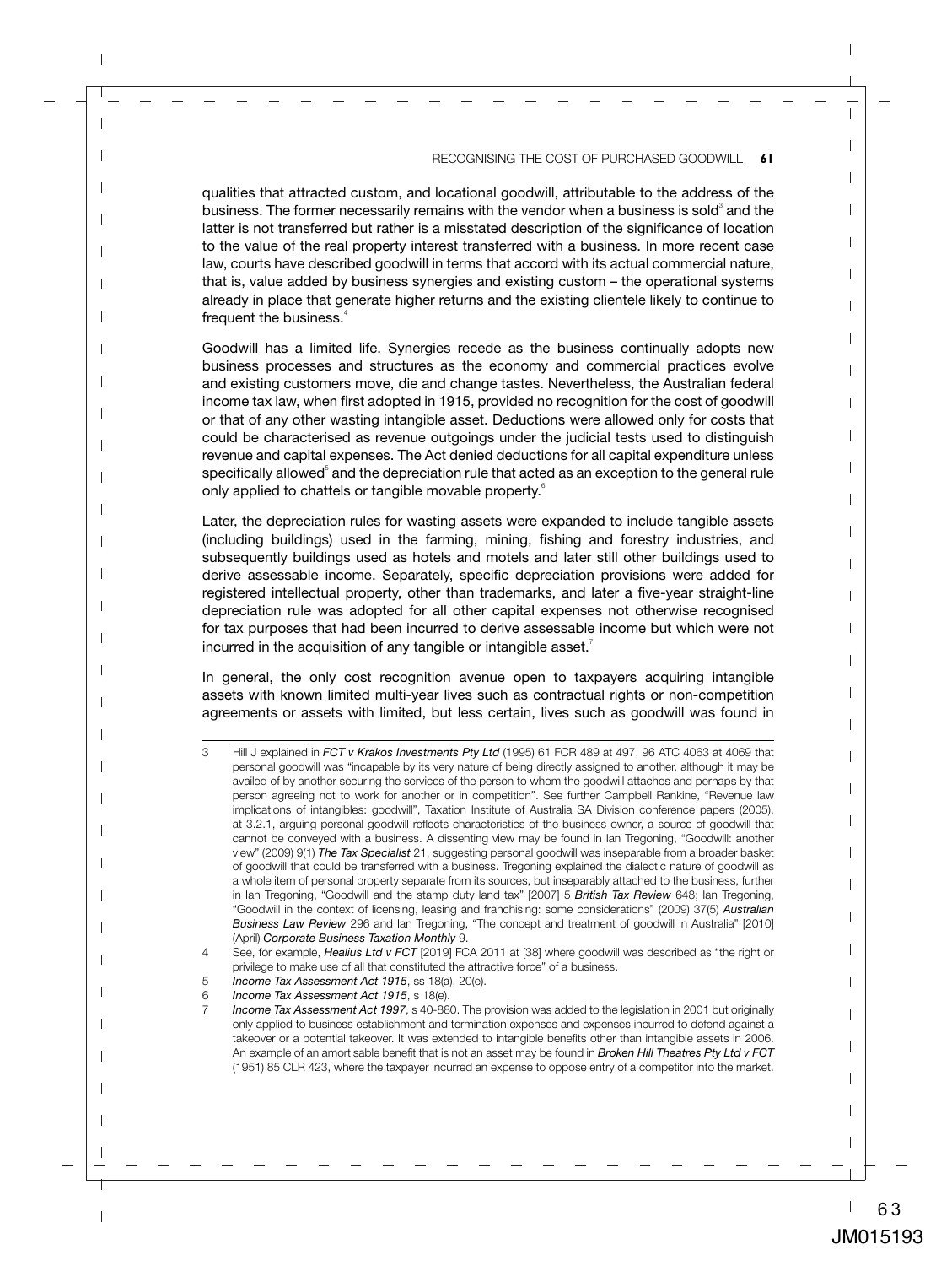qualities that attracted custom, and locational goodwill, attributable to the address of the business. The former necessarily remains with the vendor when a business is sold[3] and the latter is not transferred but rather is a misstated description of the significance of location to the value of the real property interest transferred with a business. In more recent case law, courts have described goodwill in terms that accord with its actual commercial nature, that is, value added by business synergies and existing custom – the operational systems already in place that generate higher returns and the existing clientele likely to continue to frequent the business.[4]

Goodwill has a limited life. Synergies recede as the business continually adopts new business processes and structures as the economy and commercial practices evolve and existing customers move, die and change tastes. Nevertheless, the Australian federal income tax law, when first adopted in 1915, provided no recognition for the cost of goodwill or that of any other wasting intangible asset. Deductions were allowed only for costs that could be characterised as revenue outgoings under the judicial tests used to distinguish revenue and capital expenses. The Act denied deductions for all capital expenditure unless specifically allowed[5] and the depreciation rule that acted as an exception to the general rule only applied to chattels or tangible movable property.[6]

Later, the depreciation rules for wasting assets were expanded to include tangible assets (including buildings) used in the farming, mining, fishing and forestry industries, and subsequently buildings used as hotels and motels and later still other buildings used to derive assessable income. Separately, specific depreciation provisions were added for registered intellectual property, other than trademarks, and later a five-year straight-line depreciation rule was adopted for all other capital expenses not otherwise recognised for tax purposes that had been incurred to derive assessable income but which were not incurred in the acquisition of any tangible or intangible asset.[7]

In general, the only cost recognition avenue open to taxpayers acquiring intangible assets with known limited multi-year lives such as contractual rights or non-competition agreements or assets with limited, but less certain, lives such as goodwill was found in

---

3 Hill J explained in ***FCT v Krakos Investments Pty Ltd*** (1995) 61 FCR 489 at 497, 96 ATC 4063 at 4069 that personal goodwill was "incapable by its very nature of being directly assigned to another, although it may be availed of by another securing the services of the person to whom the goodwill attaches and perhaps by that person agreeing not to work for another or in competition". See further Campbell Rankine, "Revenue law implications of intangibles: goodwill", Taxation Institute of Australia SA Division conference papers (2005), at 3.2.1, arguing personal goodwill reflects characteristics of the business owner, a source of goodwill that cannot be conveyed with a business. A dissenting view may be found in Ian Tregoning, "Goodwill: another view" (2009) 9(1) ***The Tax Specialist*** 21, suggesting personal goodwill was inseparable from a broader basket of goodwill that could be transferred with a business. Tregoning explained the dialectic nature of goodwill as a whole item of personal property separate from its sources, but inseparably attached to the business, further in Ian Tregoning, "Goodwill and the stamp duty land tax" [2007] 5 ***British Tax Review*** 648; Ian Tregoning, "Goodwill in the context of licensing, leasing and franchising: some considerations" (2009) 37(5) ***Australian Business Law Review*** 296 and Ian Tregoning, "The concept and treatment of goodwill in Australia" [2010] (April) ***Corporate Business Taxation Monthly*** 9.

4 See, for example, ***Healius Ltd v FCT*** [2019] FCA 2011 at [38] where goodwill was described as "the right or privilege to make use of all that constituted the attractive force" of a business.

5 *Income Tax Assessment Act 1915*, ss 18(a), 20(e).

6 *Income Tax Assessment Act 1915*, s 18(e).

7 *Income Tax Assessment Act 1997*, s 40-880. The provision was added to the legislation in 2001 but originally only applied to business establishment and termination expenses and expenses incurred to defend against a takeover or a potential takeover. It was extended to intangible benefits other than intangible assets in 2006. An example of an amortisable benefit that is not an asset may be found in ***Broken Hill Theatres Pty Ltd v FCT*** (1951) 85 CLR 423, where the taxpayer incurred an expense to oppose entry of a competitor into the market.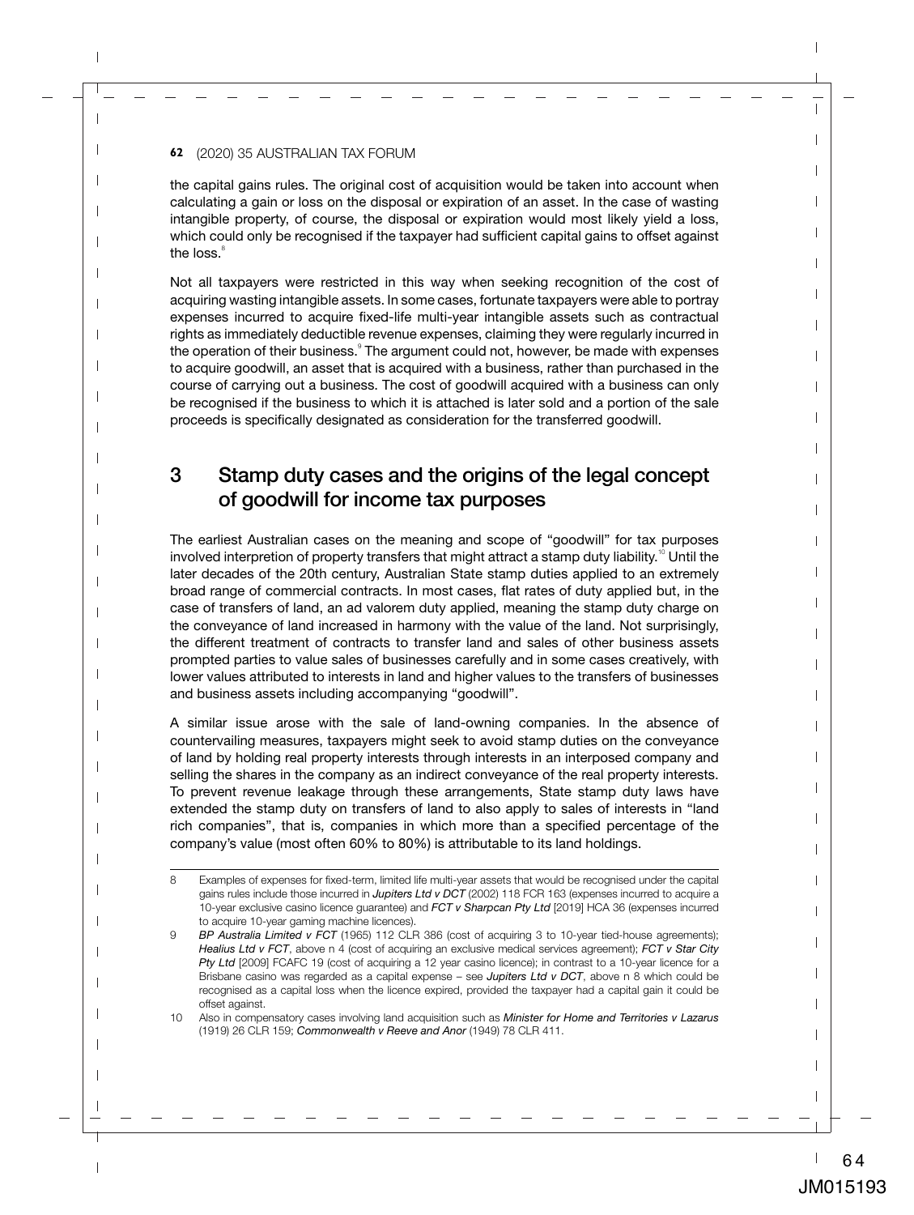the capital gains rules. The original cost of acquisition would be taken into account when calculating a gain or loss on the disposal or expiration of an asset. In the case of wasting intangible property, of course, the disposal or expiration would most likely yield a loss, which could only be recognised if the taxpayer had sufficient capital gains to offset against the loss.[8]

Not all taxpayers were restricted in this way when seeking recognition of the cost of acquiring wasting intangible assets. In some cases, fortunate taxpayers were able to portray expenses incurred to acquire fixed-life multi-year intangible assets such as contractual rights as immediately deductible revenue expenses, claiming they were regularly incurred in the operation of their business.[9] The argument could not, however, be made with expenses to acquire goodwill, an asset that is acquired with a business, rather than purchased in the course of carrying out a business. The cost of goodwill acquired with a business can only be recognised if the business to which it is attached is later sold and a portion of the sale proceeds is specifically designated as consideration for the transferred goodwill.

## 3 Stamp duty cases and the origins of the legal concept of goodwill for income tax purposes

The earliest Australian cases on the meaning and scope of "goodwill" for tax purposes involved interpretion of property transfers that might attract a stamp duty liability.[10] Until the later decades of the 20th century, Australian State stamp duties applied to an extremely broad range of commercial contracts. In most cases, flat rates of duty applied but, in the case of transfers of land, an ad valorem duty applied, meaning the stamp duty charge on the conveyance of land increased in harmony with the value of the land. Not surprisingly, the different treatment of contracts to transfer land and sales of other business assets prompted parties to value sales of businesses carefully and in some cases creatively, with lower values attributed to interests in land and higher values to the transfers of businesses and business assets including accompanying "goodwill".

A similar issue arose with the sale of land-owning companies. In the absence of countervailing measures, taxpayers might seek to avoid stamp duties on the conveyance of land by holding real property interests through interests in an interposed company and selling the shares in the company as an indirect conveyance of the real property interests. To prevent revenue leakage through these arrangements, State stamp duty laws have extended the stamp duty on transfers of land to also apply to sales of interests in "land rich companies", that is, companies in which more than a specified percentage of the company's value (most often 60% to 80%) is attributable to its land holdings.

---

8 Examples of expenses for fixed-term, limited life multi-year assets that would be recognised under the capital gains rules include those incurred in *Jupiters Ltd v DCT* (2002) 118 FCR 163 (expenses incurred to acquire a 10-year exclusive casino licence guarantee) and *FCT v Sharpcan Pty Ltd* [2019] HCA 36 (expenses incurred to acquire 10-year gaming machine licences).

9 *BP Australia Limited v FCT* (1965) 112 CLR 386 (cost of acquiring 3 to 10-year tied-house agreements); *Healius Ltd v FCT*, above n 4 (cost of acquiring an exclusive medical services agreement); *FCT v Star City Pty Ltd* [2009] FCAFC 19 (cost of acquiring a 12 year casino licence); in contrast to a 10-year licence for a Brisbane casino was regarded as a capital expense – see *Jupiters Ltd v DCT*, above n 8 which could be recognised as a capital loss when the licence expired, provided the taxpayer had a capital gain it could be offset against.

10 Also in compensatory cases involving land acquisition such as *Minister for Home and Territories v Lazarus* (1919) 26 CLR 159; *Commonwealth v Reeve and Anor* (1949) 78 CLR 411.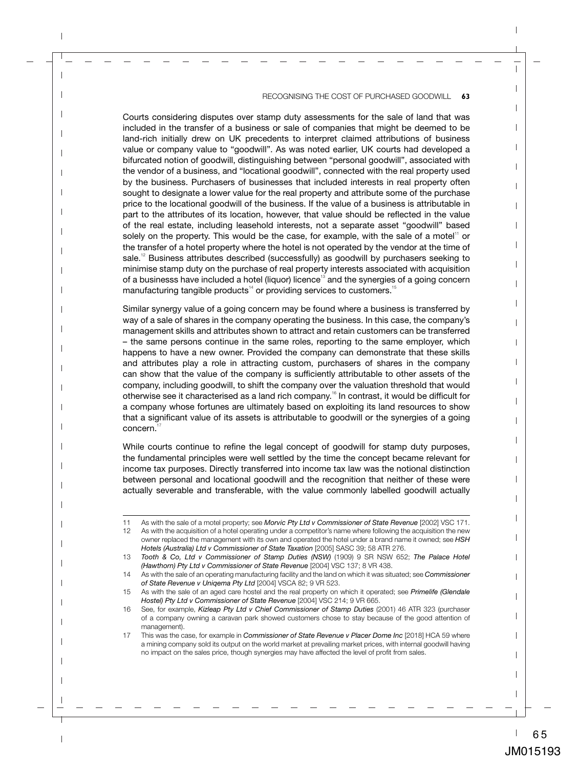Courts considering disputes over stamp duty assessments for the sale of land that was included in the transfer of a business or sale of companies that might be deemed to be land-rich initially drew on UK precedents to interpret claimed attributions of business value or company value to "goodwill". As was noted earlier, UK courts had developed a bifurcated notion of goodwill, distinguishing between "personal goodwill", associated with the vendor of a business, and "locational goodwill", connected with the real property used by the business. Purchasers of businesses that included interests in real property often sought to designate a lower value for the real property and attribute some of the purchase price to the locational goodwill of the business. If the value of a business is attributable in part to the attributes of its location, however, that value should be reflected in the value of the real estate, including leasehold interests, not a separate asset "goodwill" based solely on the property. This would be the case, for example, with the sale of a motel[11] or the transfer of a hotel property where the hotel is not operated by the vendor at the time of sale.[12] Business attributes described (successfully) as goodwill by purchasers seeking to minimise stamp duty on the purchase of real property interests associated with acquisition of a businesss have included a hotel (liquor) licence[13] and the synergies of a going concern manufacturing tangible products[14] or providing services to customers.[15]

Similar synergy value of a going concern may be found where a business is transferred by way of a sale of shares in the company operating the business. In this case, the company's management skills and attributes shown to attract and retain customers can be transferred – the same persons continue in the same roles, reporting to the same employer, which happens to have a new owner. Provided the company can demonstrate that these skills and attributes play a role in attracting custom, purchasers of shares in the company can show that the value of the company is sufficiently attributable to other assets of the company, including goodwill, to shift the company over the valuation threshold that would otherwise see it characterised as a land rich company.[16] In contrast, it would be difficult for a company whose fortunes are ultimately based on exploiting its land resources to show that a significant value of its assets is attributable to goodwill or the synergies of a going concern.[17]

While courts continue to refine the legal concept of goodwill for stamp duty purposes, the fundamental principles were well settled by the time the concept became relevant for income tax purposes. Directly transferred into income tax law was the notional distinction between personal and locational goodwill and the recognition that neither of these were actually severable and transferable, with the value commonly labelled goodwill actually

---

11 As with the sale of a motel property; see *Morvic Pty Ltd v Commissioner of State Revenue* [2002] VSC 171.

12 As with the acquisition of a hotel operating under a competitor's name where following the acquisition the new owner replaced the management with its own and operated the hotel under a brand name it owned; see *HSH Hotels (Australia) Ltd v Commissioner of State Taxation* [2005] SASC 39; 58 ATR 276.

13 *Tooth & Co, Ltd v Commissioner of Stamp Duties (NSW)* (1909) 9 SR NSW 652; *The Palace Hotel (Hawthorn) Pty Ltd v Commissioner of State Revenue* [2004] VSC 137; 8 VR 438.

14 As with the sale of an operating manufacturing facility and the land on which it was situated; see *Commissioner of State Revenue v Uniqema Pty Ltd* [2004] VSCA 82; 9 VR 523.

15 As with the sale of an aged care hostel and the real property on which it operated; see *Primelife (Glendale Hostel) Pty Ltd v Commissioner of State Revenue* [2004] VSC 214; 9 VR 665.

16 See, for example, *Kizleap Pty Ltd v Chief Commissioner of Stamp Duties* (2001) 46 ATR 323 (purchaser of a company owning a caravan park showed customers chose to stay because of the good attention of management).

17 This was the case, for example in *Commissioner of State Revenue v Placer Dome Inc* [2018] HCA 59 where a mining company sold its output on the world market at prevailing market prices, with internal goodwill having no impact on the sales price, though synergies may have affected the level of profit from sales.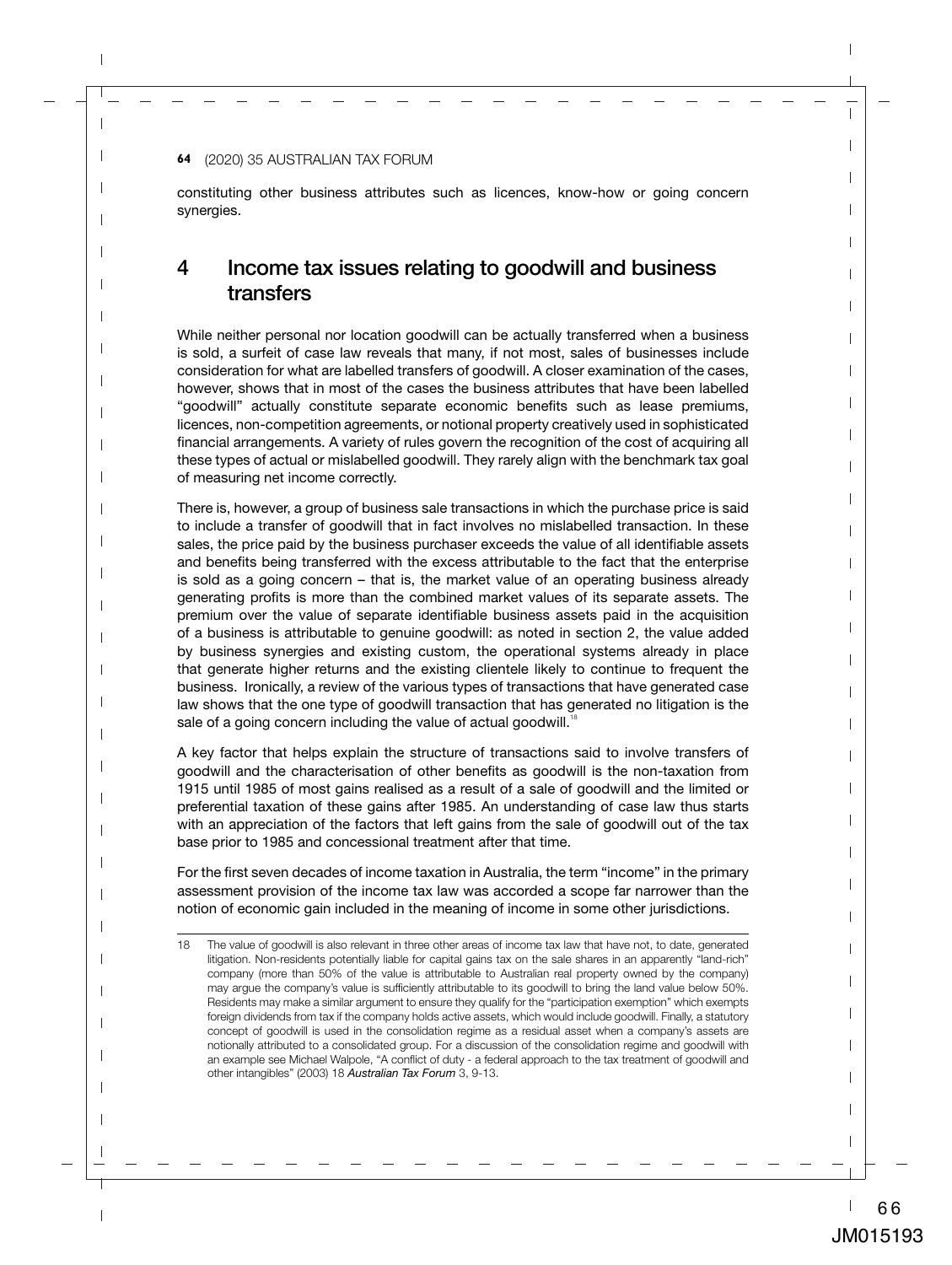constituting other business attributes such as licences, know-how or going concern synergies.

## 4 Income tax issues relating to goodwill and business transfers

While neither personal nor location goodwill can be actually transferred when a business is sold, a surfeit of case law reveals that many, if not most, sales of businesses include consideration for what are labelled transfers of goodwill. A closer examination of the cases, however, shows that in most of the cases the business attributes that have been labelled "goodwill" actually constitute separate economic benefits such as lease premiums, licences, non-competition agreements, or notional property creatively used in sophisticated financial arrangements. A variety of rules govern the recognition of the cost of acquiring all these types of actual or mislabelled goodwill. They rarely align with the benchmark tax goal of measuring net income correctly.

There is, however, a group of business sale transactions in which the purchase price is said to include a transfer of goodwill that in fact involves no mislabelled transaction. In these sales, the price paid by the business purchaser exceeds the value of all identifiable assets and benefits being transferred with the excess attributable to the fact that the enterprise is sold as a going concern – that is, the market value of an operating business already generating profits is more than the combined market values of its separate assets. The premium over the value of separate identifiable business assets paid in the acquisition of a business is attributable to genuine goodwill: as noted in section 2, the value added by business synergies and existing custom, the operational systems already in place that generate higher returns and the existing clientele likely to continue to frequent the business. Ironically, a review of the various types of transactions that have generated case law shows that the one type of goodwill transaction that has generated no litigation is the sale of a going concern including the value of actual goodwill.[18]

A key factor that helps explain the structure of transactions said to involve transfers of goodwill and the characterisation of other benefits as goodwill is the non-taxation from 1915 until 1985 of most gains realised as a result of a sale of goodwill and the limited or preferential taxation of these gains after 1985. An understanding of case law thus starts with an appreciation of the factors that left gains from the sale of goodwill out of the tax base prior to 1985 and concessional treatment after that time.

For the first seven decades of income taxation in Australia, the term "income" in the primary assessment provision of the income tax law was accorded a scope far narrower than the notion of economic gain included in the meaning of income in some other jurisdictions.

---

18 The value of goodwill is also relevant in three other areas of income tax law that have not, to date, generated litigation. Non-residents potentially liable for capital gains tax on the sale shares in an apparently "land-rich" company (more than 50% of the value is attributable to Australian real property owned by the company) may argue the company's value is sufficiently attributable to its goodwill to bring the land value below 50%. Residents may make a similar argument to ensure they qualify for the "participation exemption" which exempts foreign dividends from tax if the company holds active assets, which would include goodwill. Finally, a statutory concept of goodwill is used in the consolidation regime as a residual asset when a company's assets are notionally attributed to a consolidated group. For a discussion of the consolidation regime and goodwill with an example see Michael Walpole, "A conflict of duty - a federal approach to the tax treatment of goodwill and other intangibles" (2003) 18 *Australian Tax Forum* 3, 9-13.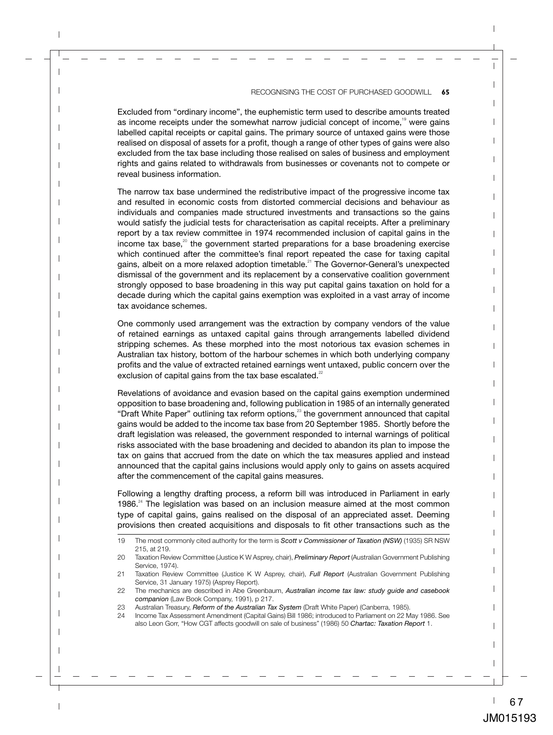Excluded from "ordinary income", the euphemistic term used to describe amounts treated as income receipts under the somewhat narrow judicial concept of income,[19] were gains labelled capital receipts or capital gains. The primary source of untaxed gains were those realised on disposal of assets for a profit, though a range of other types of gains were also excluded from the tax base including those realised on sales of business and employment rights and gains related to withdrawals from businesses or covenants not to compete or reveal business information.

The narrow tax base undermined the redistributive impact of the progressive income tax and resulted in economic costs from distorted commercial decisions and behaviour as individuals and companies made structured investments and transactions so the gains would satisfy the judicial tests for characterisation as capital receipts. After a preliminary report by a tax review committee in 1974 recommended inclusion of capital gains in the income tax base,[20] the government started preparations for a base broadening exercise which continued after the committee's final report repeated the case for taxing capital gains, albeit on a more relaxed adoption timetable.[21] The Governor-General's unexpected dismissal of the government and its replacement by a conservative coalition government strongly opposed to base broadening in this way put capital gains taxation on hold for a decade during which the capital gains exemption was exploited in a vast array of income tax avoidance schemes.

One commonly used arrangement was the extraction by company vendors of the value of retained earnings as untaxed capital gains through arrangements labelled dividend stripping schemes. As these morphed into the most notorious tax evasion schemes in Australian tax history, bottom of the harbour schemes in which both underlying company profits and the value of extracted retained earnings went untaxed, public concern over the exclusion of capital gains from the tax base escalated.[22]

Revelations of avoidance and evasion based on the capital gains exemption undermined opposition to base broadening and, following publication in 1985 of an internally generated "Draft White Paper" outlining tax reform options,[23] the government announced that capital gains would be added to the income tax base from 20 September 1985. Shortly before the draft legislation was released, the government responded to internal warnings of political risks associated with the base broadening and decided to abandon its plan to impose the tax on gains that accrued from the date on which the tax measures applied and instead announced that the capital gains inclusions would apply only to gains on assets acquired after the commencement of the capital gains measures.

Following a lengthy drafting process, a reform bill was introduced in Parliament in early 1986.[24] The legislation was based on an inclusion measure aimed at the most common type of capital gains, gains realised on the disposal of an appreciated asset. Deeming provisions then created acquisitions and disposals to fit other transactions such as the

---

19 The most commonly cited authority for the term is ***Scott v Commissioner of Taxation (NSW)*** (1935) SR NSW 215, at 219.

20 Taxation Review Committee (Justice K W Asprey, chair), ***Preliminary Report*** (Australian Government Publishing Service, 1974).

21 Taxation Review Committee (Justice K W Asprey, chair), ***Full Report*** (Australian Government Publishing Service, 31 January 1975) (Asprey Report).

22 The mechanics are described in Abe Greenbaum, ***Australian income tax law: study guide and casebook companion*** (Law Book Company, 1991), p 217.

23 Australian Treasury, ***Reform of the Australian Tax System*** (Draft White Paper) (Canberra, 1985).

24 Income Tax Assessment Amendment (Capital Gains) Bill 1986; introduced to Parliament on 22 May 1986. See also Leon Gorr, "How CGT affects goodwill on sale of business" (1986) 50 *Chartac: Taxation Report* 1.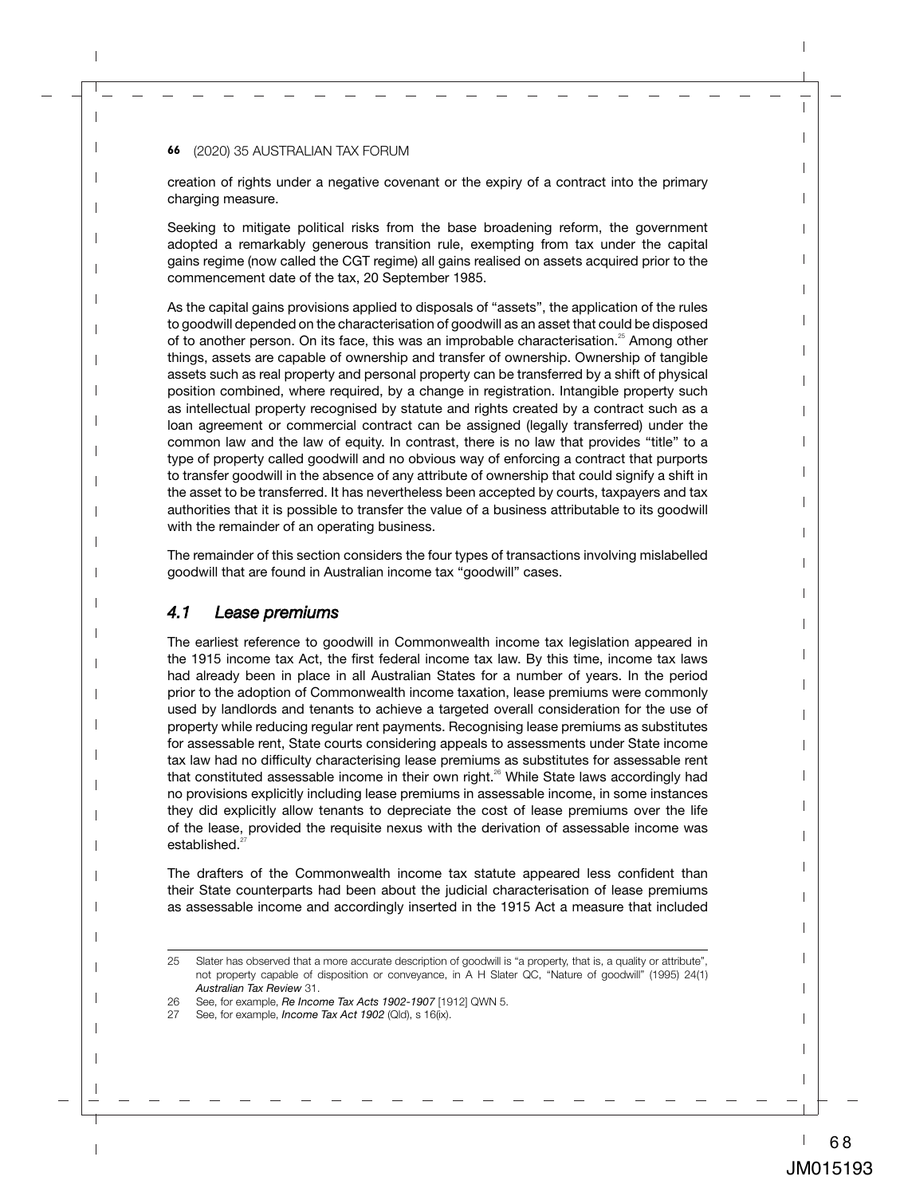creation of rights under a negative covenant or the expiry of a contract into the primary charging measure.

Seeking to mitigate political risks from the base broadening reform, the government adopted a remarkably generous transition rule, exempting from tax under the capital gains regime (now called the CGT regime) all gains realised on assets acquired prior to the commencement date of the tax, 20 September 1985.

As the capital gains provisions applied to disposals of "assets", the application of the rules to goodwill depended on the characterisation of goodwill as an asset that could be disposed of to another person. On its face, this was an improbable characterisation.[25] Among other things, assets are capable of ownership and transfer of ownership. Ownership of tangible assets such as real property and personal property can be transferred by a shift of physical position combined, where required, by a change in registration. Intangible property such as intellectual property recognised by statute and rights created by a contract such as a loan agreement or commercial contract can be assigned (legally transferred) under the common law and the law of equity. In contrast, there is no law that provides "title" to a type of property called goodwill and no obvious way of enforcing a contract that purports to transfer goodwill in the absence of any attribute of ownership that could signify a shift in the asset to be transferred. It has nevertheless been accepted by courts, taxpayers and tax authorities that it is possible to transfer the value of a business attributable to its goodwill with the remainder of an operating business.

The remainder of this section considers the four types of transactions involving mislabelled goodwill that are found in Australian income tax "goodwill" cases.

### *4.1 Lease premiums*

The earliest reference to goodwill in Commonwealth income tax legislation appeared in the 1915 income tax Act, the first federal income tax law. By this time, income tax laws had already been in place in all Australian States for a number of years. In the period prior to the adoption of Commonwealth income taxation, lease premiums were commonly used by landlords and tenants to achieve a targeted overall consideration for the use of property while reducing regular rent payments. Recognising lease premiums as substitutes for assessable rent, State courts considering appeals to assessments under State income tax law had no difficulty characterising lease premiums as substitutes for assessable rent that constituted assessable income in their own right.[26] While State laws accordingly had no provisions explicitly including lease premiums in assessable income, in some instances they did explicitly allow tenants to depreciate the cost of lease premiums over the life of the lease, provided the requisite nexus with the derivation of assessable income was established.[27]

The drafters of the Commonwealth income tax statute appeared less confident than their State counterparts had been about the judicial characterisation of lease premiums as assessable income and accordingly inserted in the 1915 Act a measure that included

---

25 Slater has observed that a more accurate description of goodwill is "a property, that is, a quality or attribute", not property capable of disposition or conveyance, in A H Slater QC, "Nature of goodwill" (1995) 24(1) *Australian Tax Review* 31.

26 See, for example, *Re Income Tax Acts 1902-1907* [1912] QWN 5.

27 See, for example, *Income Tax Act 1902* (Qld), s 16(ix).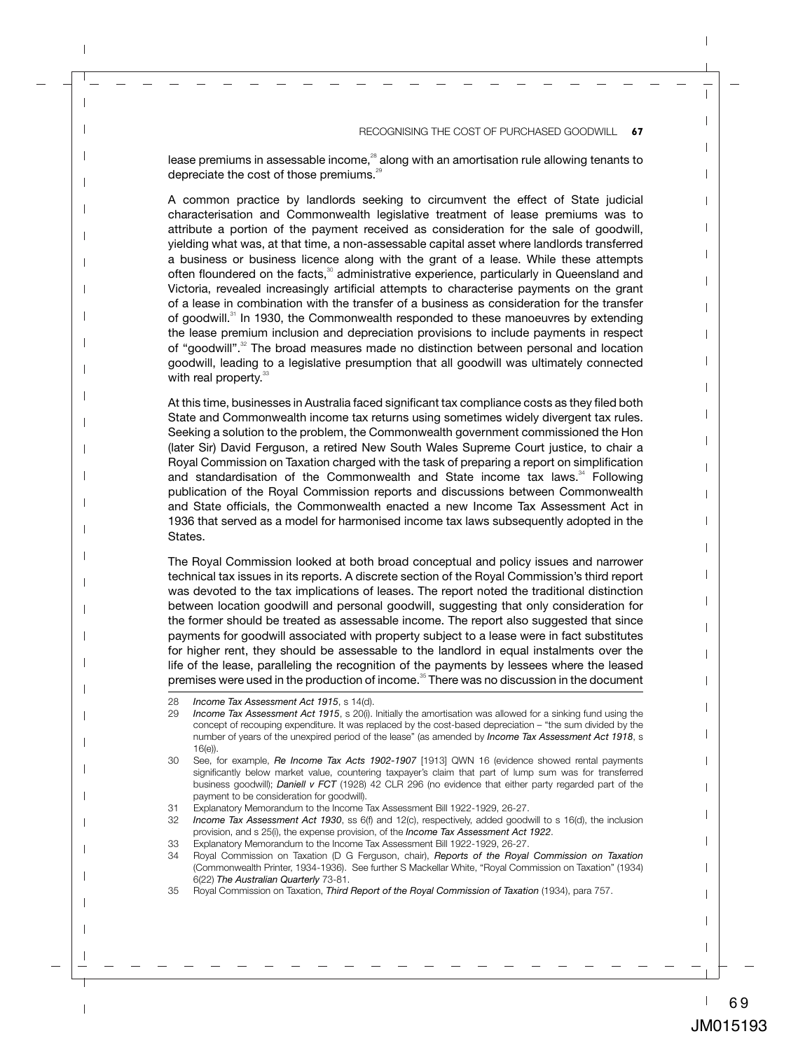lease premiums in assessable income,[28] along with an amortisation rule allowing tenants to depreciate the cost of those premiums.[29]

A common practice by landlords seeking to circumvent the effect of State judicial characterisation and Commonwealth legislative treatment of lease premiums was to attribute a portion of the payment received as consideration for the sale of goodwill, yielding what was, at that time, a non-assessable capital asset where landlords transferred a business or business licence along with the grant of a lease. While these attempts often floundered on the facts,[30] administrative experience, particularly in Queensland and Victoria, revealed increasingly artificial attempts to characterise payments on the grant of a lease in combination with the transfer of a business as consideration for the transfer of goodwill.[31] In 1930, the Commonwealth responded to these manoeuvres by extending the lease premium inclusion and depreciation provisions to include payments in respect of "goodwill".[32] The broad measures made no distinction between personal and location goodwill, leading to a legislative presumption that all goodwill was ultimately connected with real property.[33]

At this time, businesses in Australia faced significant tax compliance costs as they filed both State and Commonwealth income tax returns using sometimes widely divergent tax rules. Seeking a solution to the problem, the Commonwealth government commissioned the Hon (later Sir) David Ferguson, a retired New South Wales Supreme Court justice, to chair a Royal Commission on Taxation charged with the task of preparing a report on simplification and standardisation of the Commonwealth and State income tax laws.[34] Following publication of the Royal Commission reports and discussions between Commonwealth and State officials, the Commonwealth enacted a new Income Tax Assessment Act in 1936 that served as a model for harmonised income tax laws subsequently adopted in the States.

The Royal Commission looked at both broad conceptual and policy issues and narrower technical tax issues in its reports. A discrete section of the Royal Commission's third report was devoted to the tax implications of leases. The report noted the traditional distinction between location goodwill and personal goodwill, suggesting that only consideration for the former should be treated as assessable income. The report also suggested that since payments for goodwill associated with property subject to a lease were in fact substitutes for higher rent, they should be assessable to the landlord in equal instalments over the life of the lease, paralleling the recognition of the payments by lessees where the leased premises were used in the production of income.[35] There was no discussion in the document

---

28 *Income Tax Assessment Act 1915*, s 14(d).

29 *Income Tax Assessment Act 1915*, s 20(i). Initially the amortisation was allowed for a sinking fund using the concept of recouping expenditure. It was replaced by the cost-based depreciation – "the sum divided by the number of years of the unexpired period of the lease" (as amended by *Income Tax Assessment Act 1918*, s 16(e)).

30 See, for example, *Re Income Tax Acts 1902-1907* [1913] QWN 16 (evidence showed rental payments significantly below market value, countering taxpayer's claim that part of lump sum was for transferred business goodwill); *Daniell v FCT* (1928) 42 CLR 296 (no evidence that either party regarded part of the payment to be consideration for goodwill).

31 Explanatory Memorandum to the Income Tax Assessment Bill 1922-1929, 26-27.

32 *Income Tax Assessment Act 1930*, ss 6(f) and 12(c), respectively, added goodwill to s 16(d), the inclusion provision, and s 25(i), the expense provision, of the *Income Tax Assessment Act 1922*.

33 Explanatory Memorandum to the Income Tax Assessment Bill 1922-1929, 26-27.

34 Royal Commission on Taxation (D G Ferguson, chair), *Reports of the Royal Commission on Taxation* (Commonwealth Printer, 1934-1936). See further S Mackellar White, "Royal Commission on Taxation" (1934) 6(22) *The Australian Quarterly* 73-81.

35 Royal Commission on Taxation, *Third Report of the Royal Commission of Taxation* (1934), para 757.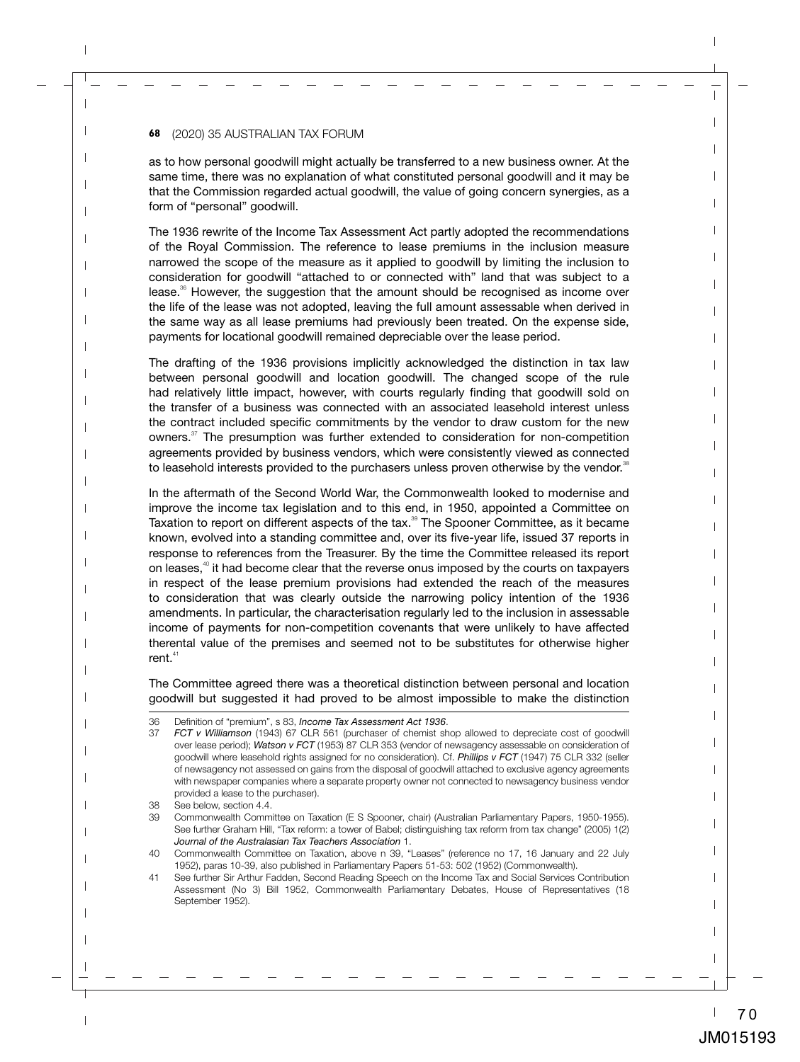as to how personal goodwill might actually be transferred to a new business owner. At the same time, there was no explanation of what constituted personal goodwill and it may be that the Commission regarded actual goodwill, the value of going concern synergies, as a form of "personal" goodwill.

The 1936 rewrite of the Income Tax Assessment Act partly adopted the recommendations of the Royal Commission. The reference to lease premiums in the inclusion measure narrowed the scope of the measure as it applied to goodwill by limiting the inclusion to consideration for goodwill "attached to or connected with" land that was subject to a lease.[36] However, the suggestion that the amount should be recognised as income over the life of the lease was not adopted, leaving the full amount assessable when derived in the same way as all lease premiums had previously been treated. On the expense side, payments for locational goodwill remained depreciable over the lease period.

The drafting of the 1936 provisions implicitly acknowledged the distinction in tax law between personal goodwill and location goodwill. The changed scope of the rule had relatively little impact, however, with courts regularly finding that goodwill sold on the transfer of a business was connected with an associated leasehold interest unless the contract included specific commitments by the vendor to draw custom for the new owners.[37] The presumption was further extended to consideration for non-competition agreements provided by business vendors, which were consistently viewed as connected to leasehold interests provided to the purchasers unless proven otherwise by the vendor.[38]

In the aftermath of the Second World War, the Commonwealth looked to modernise and improve the income tax legislation and to this end, in 1950, appointed a Committee on Taxation to report on different aspects of the tax.[39] The Spooner Committee, as it became known, evolved into a standing committee and, over its five-year life, issued 37 reports in response to references from the Treasurer. By the time the Committee released its report on leases,[40] it had become clear that the reverse onus imposed by the courts on taxpayers in respect of the lease premium provisions had extended the reach of the measures to consideration that was clearly outside the narrowing policy intention of the 1936 amendments. In particular, the characterisation regularly led to the inclusion in assessable income of payments for non-competition covenants that were unlikely to have affected therental value of the premises and seemed not to be substitutes for otherwise higher rent.[41]

The Committee agreed there was a theoretical distinction between personal and location goodwill but suggested it had proved to be almost impossible to make the distinction

---

36 Definition of "premium", s 83, *Income Tax Assessment Act 1936*.

37 ***FCT v Williamson*** (1943) 67 CLR 561 (purchaser of chemist shop allowed to depreciate cost of goodwill over lease period); ***Watson v FCT*** (1953) 87 CLR 353 (vendor of newsagency assessable on consideration of goodwill where leasehold rights assigned for no consideration). Cf. ***Phillips v FCT*** (1947) 75 CLR 332 (seller of newsagency not assessed on gains from the disposal of goodwill attached to exclusive agency agreements with newspaper companies where a separate property owner not connected to newsagency business vendor provided a lease to the purchaser).

38 See below, section 4.4.

39 Commonwealth Committee on Taxation (E S Spooner, chair) (Australian Parliamentary Papers, 1950-1955). See further Graham Hill, "Tax reform: a tower of Babel; distinguishing tax reform from tax change" (2005) 1(2) *Journal of the Australasian Tax Teachers Association* 1.

40 Commonwealth Committee on Taxation, above n 39, "Leases" (reference no 17, 16 January and 22 July 1952), paras 10-39, also published in Parliamentary Papers 51-53: 502 (1952) (Commonwealth).

41 See further Sir Arthur Fadden, Second Reading Speech on the Income Tax and Social Services Contribution Assessment (No 3) Bill 1952, Commonwealth Parliamentary Debates, House of Representatives (18 September 1952).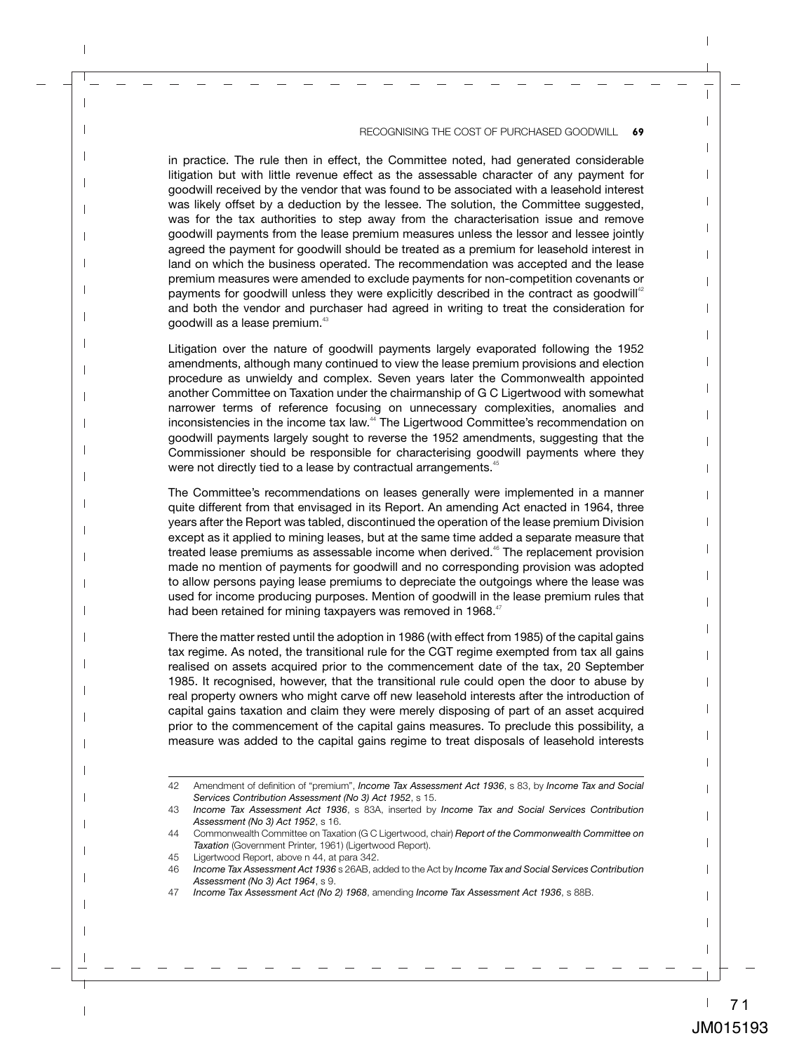in practice. The rule then in effect, the Committee noted, had generated considerable litigation but with little revenue effect as the assessable character of any payment for goodwill received by the vendor that was found to be associated with a leasehold interest was likely offset by a deduction by the lessee. The solution, the Committee suggested, was for the tax authorities to step away from the characterisation issue and remove goodwill payments from the lease premium measures unless the lessor and lessee jointly agreed the payment for goodwill should be treated as a premium for leasehold interest in land on which the business operated. The recommendation was accepted and the lease premium measures were amended to exclude payments for non-competition covenants or payments for goodwill unless they were explicitly described in the contract as goodwill[42] and both the vendor and purchaser had agreed in writing to treat the consideration for goodwill as a lease premium.[43]

Litigation over the nature of goodwill payments largely evaporated following the 1952 amendments, although many continued to view the lease premium provisions and election procedure as unwieldy and complex. Seven years later the Commonwealth appointed another Committee on Taxation under the chairmanship of G C Ligertwood with somewhat narrower terms of reference focusing on unnecessary complexities, anomalies and inconsistencies in the income tax law.[44] The Ligertwood Committee's recommendation on goodwill payments largely sought to reverse the 1952 amendments, suggesting that the Commissioner should be responsible for characterising goodwill payments where they were not directly tied to a lease by contractual arrangements.[45]

The Committee's recommendations on leases generally were implemented in a manner quite different from that envisaged in its Report. An amending Act enacted in 1964, three years after the Report was tabled, discontinued the operation of the lease premium Division except as it applied to mining leases, but at the same time added a separate measure that treated lease premiums as assessable income when derived.[46] The replacement provision made no mention of payments for goodwill and no corresponding provision was adopted to allow persons paying lease premiums to depreciate the outgoings where the lease was used for income producing purposes. Mention of goodwill in the lease premium rules that had been retained for mining taxpayers was removed in 1968.[47]

There the matter rested until the adoption in 1986 (with effect from 1985) of the capital gains tax regime. As noted, the transitional rule for the CGT regime exempted from tax all gains realised on assets acquired prior to the commencement date of the tax, 20 September 1985. It recognised, however, that the transitional rule could open the door to abuse by real property owners who might carve off new leasehold interests after the introduction of capital gains taxation and claim they were merely disposing of part of an asset acquired prior to the commencement of the capital gains measures. To preclude this possibility, a measure was added to the capital gains regime to treat disposals of leasehold interests

---

42 Amendment of definition of "premium", *Income Tax Assessment Act 1936*, s 83, by *Income Tax and Social Services Contribution Assessment (No 3) Act 1952*, s 15.

43 *Income Tax Assessment Act 1936*, s 83A, inserted by *Income Tax and Social Services Contribution Assessment (No 3) Act 1952*, s 16.

44 Commonwealth Committee on Taxation (G C Ligertwood, chair) *Report of the Commonwealth Committee on Taxation* (Government Printer, 1961) (Ligertwood Report).

45 Ligertwood Report, above n 44, at para 342.

46 *Income Tax Assessment Act 1936* s 26AB, added to the Act by *Income Tax and Social Services Contribution Assessment (No 3) Act 1964*, s 9.

47 *Income Tax Assessment Act (No 2) 1968*, amending *Income Tax Assessment Act 1936*, s 88B.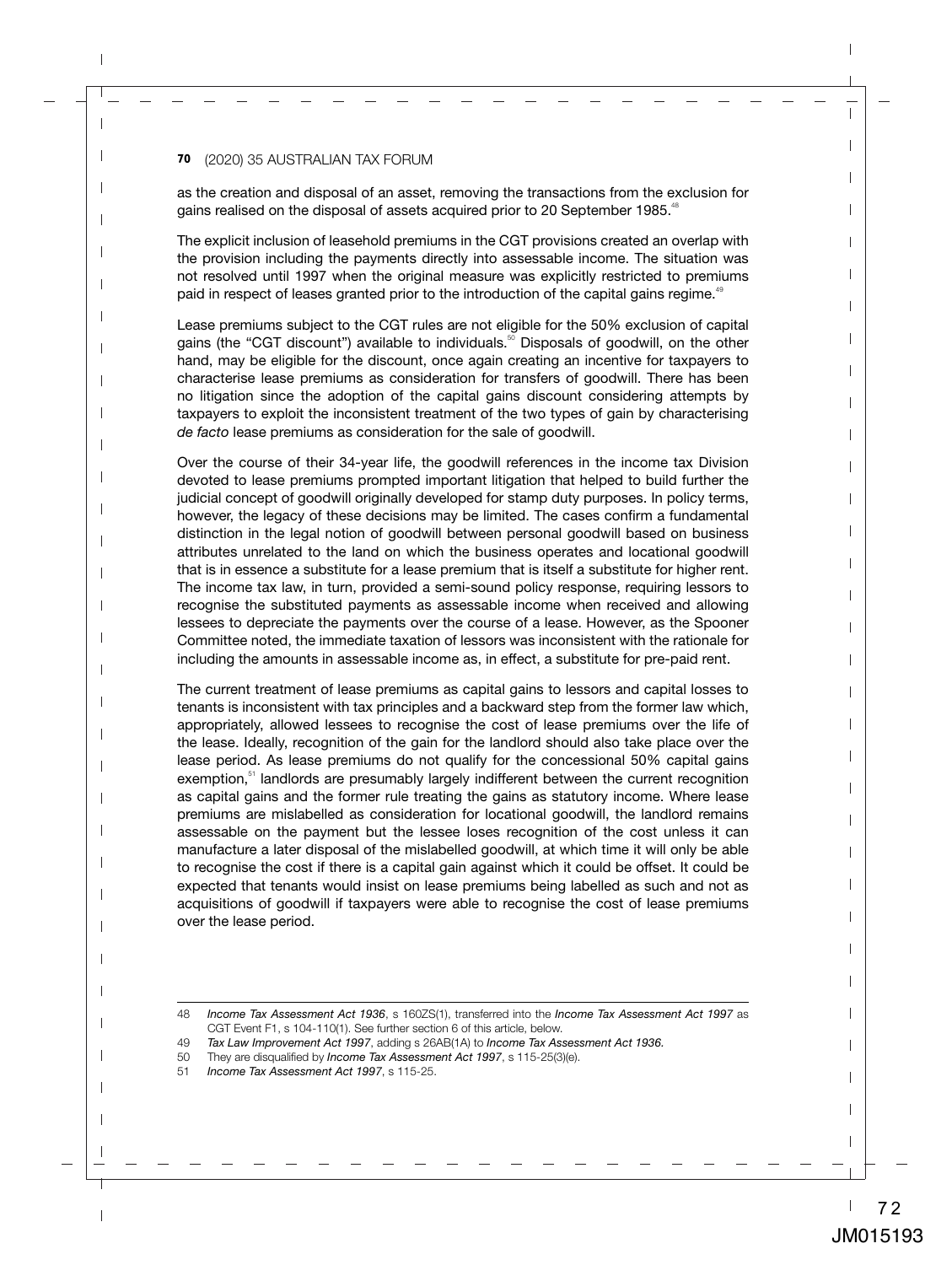as the creation and disposal of an asset, removing the transactions from the exclusion for gains realised on the disposal of assets acquired prior to 20 September 1985.[48]

The explicit inclusion of leasehold premiums in the CGT provisions created an overlap with the provision including the payments directly into assessable income. The situation was not resolved until 1997 when the original measure was explicitly restricted to premiums paid in respect of leases granted prior to the introduction of the capital gains regime.[49]

Lease premiums subject to the CGT rules are not eligible for the 50% exclusion of capital gains (the "CGT discount") available to individuals.[50] Disposals of goodwill, on the other hand, may be eligible for the discount, once again creating an incentive for taxpayers to characterise lease premiums as consideration for transfers of goodwill. There has been no litigation since the adoption of the capital gains discount considering attempts by taxpayers to exploit the inconsistent treatment of the two types of gain by characterising *de facto* lease premiums as consideration for the sale of goodwill.

Over the course of their 34-year life, the goodwill references in the income tax Division devoted to lease premiums prompted important litigation that helped to build further the judicial concept of goodwill originally developed for stamp duty purposes. In policy terms, however, the legacy of these decisions may be limited. The cases confirm a fundamental distinction in the legal notion of goodwill between personal goodwill based on business attributes unrelated to the land on which the business operates and locational goodwill that is in essence a substitute for a lease premium that is itself a substitute for higher rent. The income tax law, in turn, provided a semi-sound policy response, requiring lessors to recognise the substituted payments as assessable income when received and allowing lessees to depreciate the payments over the course of a lease. However, as the Spooner Committee noted, the immediate taxation of lessors was inconsistent with the rationale for including the amounts in assessable income as, in effect, a substitute for pre-paid rent.

The current treatment of lease premiums as capital gains to lessors and capital losses to tenants is inconsistent with tax principles and a backward step from the former law which, appropriately, allowed lessees to recognise the cost of lease premiums over the life of the lease. Ideally, recognition of the gain for the landlord should also take place over the lease period. As lease premiums do not qualify for the concessional 50% capital gains exemption,[51] landlords are presumably largely indifferent between the current recognition as capital gains and the former rule treating the gains as statutory income. Where lease premiums are mislabelled as consideration for locational goodwill, the landlord remains assessable on the payment but the lessee loses recognition of the cost unless it can manufacture a later disposal of the mislabelled goodwill, at which time it will only be able to recognise the cost if there is a capital gain against which it could be offset. It could be expected that tenants would insist on lease premiums being labelled as such and not as acquisitions of goodwill if taxpayers were able to recognise the cost of lease premiums over the lease period.

---

48 *Income Tax Assessment Act 1936*, s 160ZS(1), transferred into the *Income Tax Assessment Act 1997* as CGT Event F1, s 104-110(1). See further section 6 of this article, below.

49 *Tax Law Improvement Act 1997*, adding s 26AB(1A) to *Income Tax Assessment Act 1936.*

50 They are disqualified by *Income Tax Assessment Act 1997*, s 115-25(3)(e).

51 *Income Tax Assessment Act 1997*, s 115-25.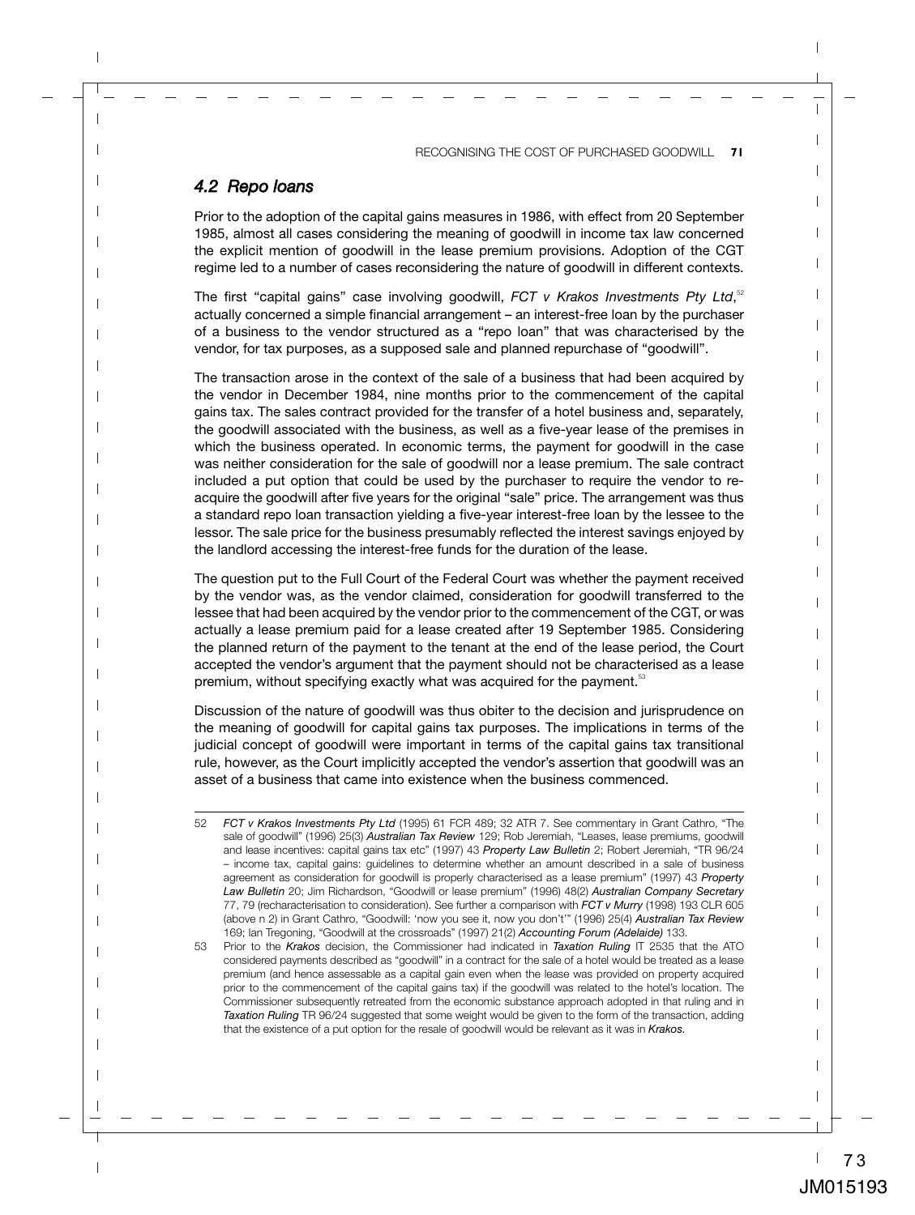### 4.2 Repo loans

Prior to the adoption of the capital gains measures in 1986, with effect from 20 September 1985, almost all cases considering the meaning of goodwill in income tax law concerned the explicit mention of goodwill in the lease premium provisions. Adoption of the CGT regime led to a number of cases reconsidering the nature of goodwill in different contexts.

The first "capital gains" case involving goodwill, *FCT v Krakos Investments Pty Ltd*,[52] actually concerned a simple financial arrangement – an interest-free loan by the purchaser of a business to the vendor structured as a "repo loan" that was characterised by the vendor, for tax purposes, as a supposed sale and planned repurchase of "goodwill".

The transaction arose in the context of the sale of a business that had been acquired by the vendor in December 1984, nine months prior to the commencement of the capital gains tax. The sales contract provided for the transfer of a hotel business and, separately, the goodwill associated with the business, as well as a five-year lease of the premises in which the business operated. In economic terms, the payment for goodwill in the case was neither consideration for the sale of goodwill nor a lease premium. The sale contract included a put option that could be used by the purchaser to require the vendor to re-acquire the goodwill after five years for the original "sale" price. The arrangement was thus a standard repo loan transaction yielding a five-year interest-free loan by the lessee to the lessor. The sale price for the business presumably reflected the interest savings enjoyed by the landlord accessing the interest-free funds for the duration of the lease.

The question put to the Full Court of the Federal Court was whether the payment received by the vendor was, as the vendor claimed, consideration for goodwill transferred to the lessee that had been acquired by the vendor prior to the commencement of the CGT, or was actually a lease premium paid for a lease created after 19 September 1985. Considering the planned return of the payment to the tenant at the end of the lease period, the Court accepted the vendor's argument that the payment should not be characterised as a lease premium, without specifying exactly what was acquired for the payment.[53]

Discussion of the nature of goodwill was thus obiter to the decision and jurisprudence on the meaning of goodwill for capital gains tax purposes. The implications in terms of the judicial concept of goodwill were important in terms of the capital gains tax transitional rule, however, as the Court implicitly accepted the vendor's assertion that goodwill was an asset of a business that came into existence when the business commenced.

---

52 *FCT v Krakos Investments Pty Ltd* (1995) 61 FCR 489; 32 ATR 7. See commentary in Grant Cathro, "The sale of goodwill" (1996) 25(3) *Australian Tax Review* 129; Rob Jeremiah, "Leases, lease premiums, goodwill and lease incentives: capital gains tax etc" (1997) 43 *Property Law Bulletin* 2; Robert Jeremiah, "TR 96/24 – income tax, capital gains: guidelines to determine whether an amount described in a sale of business agreement as consideration for goodwill is properly characterised as a lease premium" (1997) 43 *Property Law Bulletin* 20; Jim Richardson, "Goodwill or lease premium" (1996) 48(2) *Australian Company Secretary* 77, 79 (recharacterisation to consideration). See further a comparison with *FCT v Murry* (1998) 193 CLR 605 (above n 2) in Grant Cathro, "Goodwill: 'now you see it, now you don't'" (1996) 25(4) *Australian Tax Review* 169; Ian Tregoning, "Goodwill at the crossroads" (1997) 21(2) *Accounting Forum (Adelaide)* 133.

53 Prior to the *Krakos* decision, the Commissioner had indicated in *Taxation Ruling* IT 2535 that the ATO considered payments described as "goodwill" in a contract for the sale of a hotel would be treated as a lease premium (and hence assessable as a capital gain even when the lease was provided on property acquired prior to the commencement of the capital gains tax) if the goodwill was related to the hotel's location. The Commissioner subsequently retreated from the economic substance approach adopted in that ruling and in *Taxation Ruling* TR 96/24 suggested that some weight would be given to the form of the transaction, adding that the existence of a put option for the resale of goodwill would be relevant as it was in *Krakos*.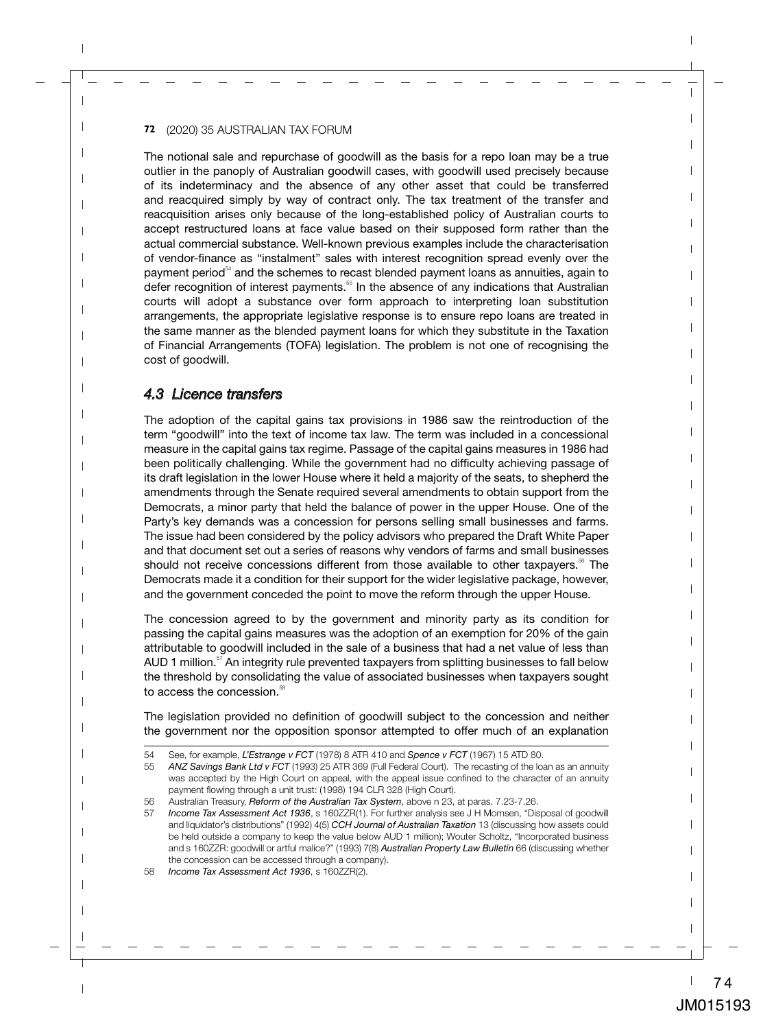The notional sale and repurchase of goodwill as the basis for a repo loan may be a true outlier in the panoply of Australian goodwill cases, with goodwill used precisely because of its indeterminacy and the absence of any other asset that could be transferred and reacquired simply by way of contract only. The tax treatment of the transfer and reacquisition arises only because of the long-established policy of Australian courts to accept restructured loans at face value based on their supposed form rather than the actual commercial substance. Well-known previous examples include the characterisation of vendor-finance as "instalment" sales with interest recognition spread evenly over the payment period[54] and the schemes to recast blended payment loans as annuities, again to defer recognition of interest payments.[55] In the absence of any indications that Australian courts will adopt a substance over form approach to interpreting loan substitution arrangements, the appropriate legislative response is to ensure repo loans are treated in the same manner as the blended payment loans for which they substitute in the Taxation of Financial Arrangements (TOFA) legislation. The problem is not one of recognising the cost of goodwill.

### *4.3 Licence transfers*

The adoption of the capital gains tax provisions in 1986 saw the reintroduction of the term "goodwill" into the text of income tax law. The term was included in a concessional measure in the capital gains tax regime. Passage of the capital gains measures in 1986 had been politically challenging. While the government had no difficulty achieving passage of its draft legislation in the lower House where it held a majority of the seats, to shepherd the amendments through the Senate required several amendments to obtain support from the Democrats, a minor party that held the balance of power in the upper House. One of the Party's key demands was a concession for persons selling small businesses and farms. The issue had been considered by the policy advisors who prepared the Draft White Paper and that document set out a series of reasons why vendors of farms and small businesses should not receive concessions different from those available to other taxpayers.[56] The Democrats made it a condition for their support for the wider legislative package, however, and the government conceded the point to move the reform through the upper House.

The concession agreed to by the government and minority party as its condition for passing the capital gains measures was the adoption of an exemption for 20% of the gain attributable to goodwill included in the sale of a business that had a net value of less than AUD 1 million.[57] An integrity rule prevented taxpayers from splitting businesses to fall below the threshold by consolidating the value of associated businesses when taxpayers sought to access the concession.[58]

The legislation provided no definition of goodwill subject to the concession and neither the government nor the opposition sponsor attempted to offer much of an explanation

---

54 See, for example, *L'Estrange v FCT* (1978) 8 ATR 410 and *Spence v FCT* (1967) 15 ATD 80.

55 *ANZ Savings Bank Ltd v FCT* (1993) 25 ATR 369 (Full Federal Court). The recasting of the loan as an annuity was accepted by the High Court on appeal, with the appeal issue confined to the character of an annuity payment flowing through a unit trust: (1998) 194 CLR 328 (High Court).

56 Australian Treasury, *Reform of the Australian Tax System*, above n 23, at paras. 7.23-7.26.

57 *Income Tax Assessment Act 1936*, s 160ZZR(1). For further analysis see J H Momsen, "Disposal of goodwill and liquidator's distributions" (1992) 4(5) *CCH Journal of Australian Taxation* 13 (discussing how assets could be held outside a company to keep the value below AUD 1 million); Wouter Scholtz, "Incorporated business and s 160ZZR: goodwill or artful malice?" (1993) 7(8) *Australian Property Law Bulletin* 66 (discussing whether the concession can be accessed through a company).

58 *Income Tax Assessment Act 1936*, s 160ZZR(2).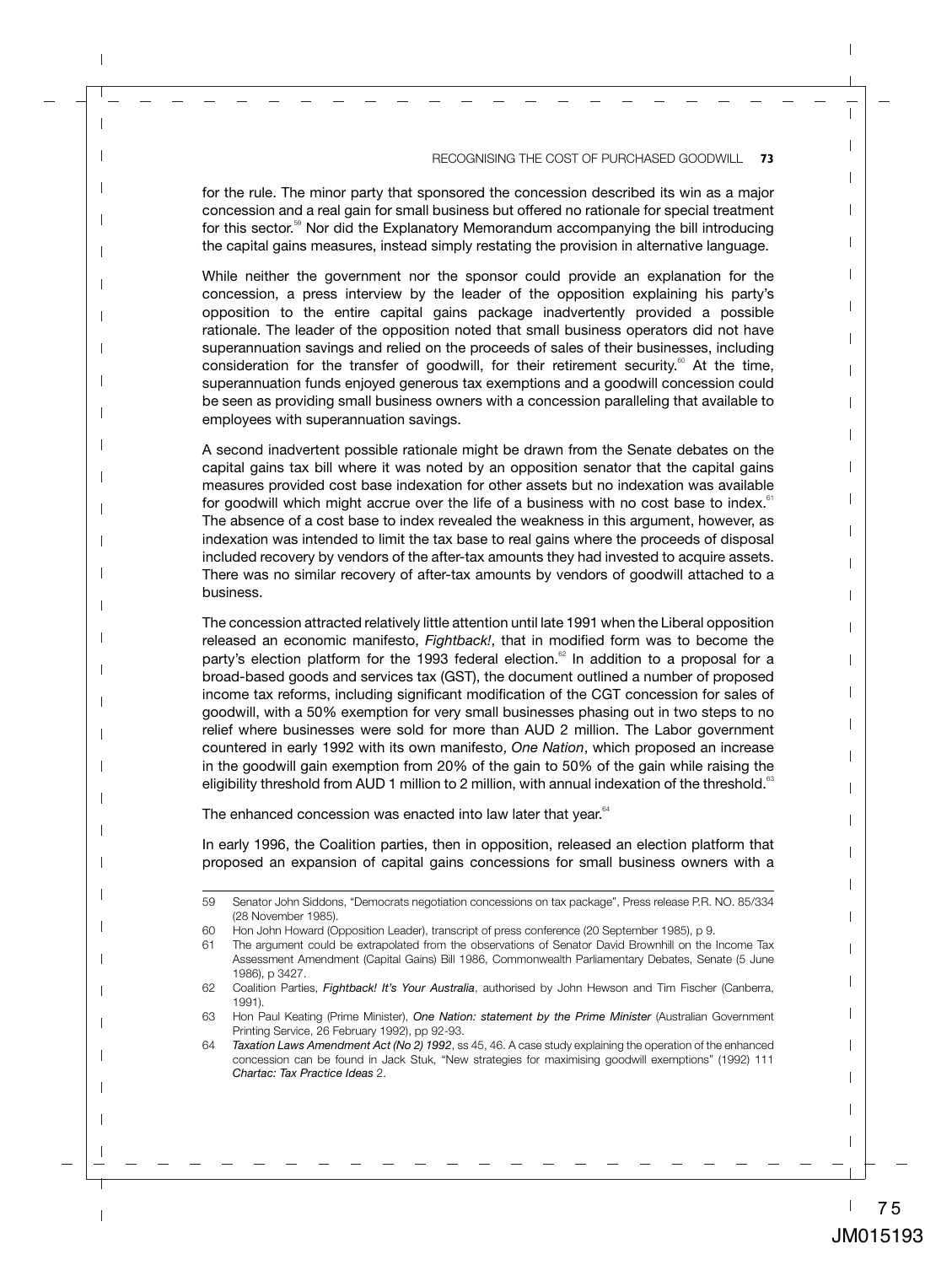for the rule. The minor party that sponsored the concession described its win as a major concession and a real gain for small business but offered no rationale for special treatment for this sector.[59] Nor did the Explanatory Memorandum accompanying the bill introducing the capital gains measures, instead simply restating the provision in alternative language.

While neither the government nor the sponsor could provide an explanation for the concession, a press interview by the leader of the opposition explaining his party's opposition to the entire capital gains package inadvertently provided a possible rationale. The leader of the opposition noted that small business operators did not have superannuation savings and relied on the proceeds of sales of their businesses, including consideration for the transfer of goodwill, for their retirement security.[60] At the time, superannuation funds enjoyed generous tax exemptions and a goodwill concession could be seen as providing small business owners with a concession paralleling that available to employees with superannuation savings.

A second inadvertent possible rationale might be drawn from the Senate debates on the capital gains tax bill where it was noted by an opposition senator that the capital gains measures provided cost base indexation for other assets but no indexation was available for goodwill which might accrue over the life of a business with no cost base to index.[61] The absence of a cost base to index revealed the weakness in this argument, however, as indexation was intended to limit the tax base to real gains where the proceeds of disposal included recovery by vendors of the after-tax amounts they had invested to acquire assets. There was no similar recovery of after-tax amounts by vendors of goodwill attached to a business.

The concession attracted relatively little attention until late 1991 when the Liberal opposition released an economic manifesto, *Fightback!*, that in modified form was to become the party's election platform for the 1993 federal election.[62] In addition to a proposal for a broad-based goods and services tax (GST), the document outlined a number of proposed income tax reforms, including significant modification of the CGT concession for sales of goodwill, with a 50% exemption for very small businesses phasing out in two steps to no relief where businesses were sold for more than AUD 2 million. The Labor government countered in early 1992 with its own manifesto, *One Nation*, which proposed an increase in the goodwill gain exemption from 20% of the gain to 50% of the gain while raising the eligibility threshold from AUD 1 million to 2 million, with annual indexation of the threshold.[63]

The enhanced concession was enacted into law later that year.[64]

In early 1996, the Coalition parties, then in opposition, released an election platform that proposed an expansion of capital gains concessions for small business owners with a

---

59 Senator John Siddons, "Democrats negotiation concessions on tax package", Press release P.R. NO. 85/334 (28 November 1985).

60 Hon John Howard (Opposition Leader), transcript of press conference (20 September 1985), p 9.

61 The argument could be extrapolated from the observations of Senator David Brownhill on the Income Tax Assessment Amendment (Capital Gains) Bill 1986, Commonwealth Parliamentary Debates, Senate (5 June 1986), p 3427.

62 Coalition Parties, *Fightback! It's Your Australia*, authorised by John Hewson and Tim Fischer (Canberra, 1991).

63 Hon Paul Keating (Prime Minister), *One Nation: statement by the Prime Minister* (Australian Government Printing Service, 26 February 1992), pp 92-93.

64 *Taxation Laws Amendment Act (No 2) 1992*, ss 45, 46. A case study explaining the operation of the enhanced concession can be found in Jack Stuk, "New strategies for maximising goodwill exemptions" (1992) 111 *Chartac: Tax Practice Ideas* 2.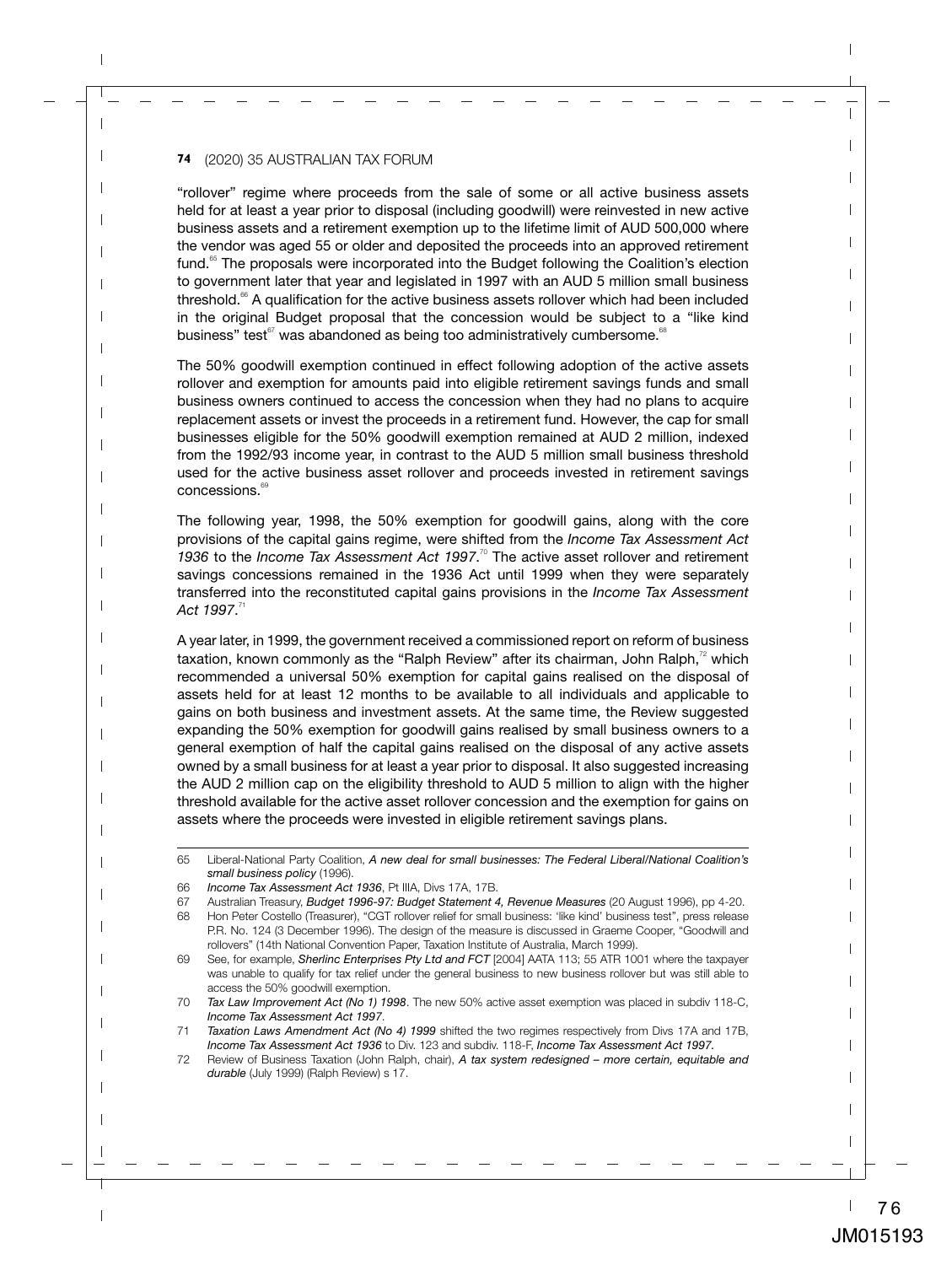"rollover" regime where proceeds from the sale of some or all active business assets held for at least a year prior to disposal (including goodwill) were reinvested in new active business assets and a retirement exemption up to the lifetime limit of AUD 500,000 where the vendor was aged 55 or older and deposited the proceeds into an approved retirement fund.[65] The proposals were incorporated into the Budget following the Coalition's election to government later that year and legislated in 1997 with an AUD 5 million small business threshold.[66] A qualification for the active business assets rollover which had been included in the original Budget proposal that the concession would be subject to a "like kind business" test[67] was abandoned as being too administratively cumbersome.[68]

The 50% goodwill exemption continued in effect following adoption of the active assets rollover and exemption for amounts paid into eligible retirement savings funds and small business owners continued to access the concession when they had no plans to acquire replacement assets or invest the proceeds in a retirement fund. However, the cap for small businesses eligible for the 50% goodwill exemption remained at AUD 2 million, indexed from the 1992/93 income year, in contrast to the AUD 5 million small business threshold used for the active business asset rollover and proceeds invested in retirement savings concessions.[69]

The following year, 1998, the 50% exemption for goodwill gains, along with the core provisions of the capital gains regime, were shifted from the *Income Tax Assessment Act 1936* to the *Income Tax Assessment Act 1997*.[70] The active asset rollover and retirement savings concessions remained in the 1936 Act until 1999 when they were separately transferred into the reconstituted capital gains provisions in the *Income Tax Assessment Act 1997*.[71]

A year later, in 1999, the government received a commissioned report on reform of business taxation, known commonly as the "Ralph Review" after its chairman, John Ralph,[72] which recommended a universal 50% exemption for capital gains realised on the disposal of assets held for at least 12 months to be available to all individuals and applicable to gains on both business and investment assets. At the same time, the Review suggested expanding the 50% exemption for goodwill gains realised by small business owners to a general exemption of half the capital gains realised on the disposal of any active assets owned by a small business for at least a year prior to disposal. It also suggested increasing the AUD 2 million cap on the eligibility threshold to AUD 5 million to align with the higher threshold available for the active asset rollover concession and the exemption for gains on assets where the proceeds were invested in eligible retirement savings plans.

---

65 Liberal-National Party Coalition, *A new deal for small businesses: The Federal Liberal/National Coalition's small business policy* (1996).

66 *Income Tax Assessment Act 1936*, Pt IIIA, Divs 17A, 17B.

67 Australian Treasury, *Budget 1996-97: Budget Statement 4, Revenue Measures* (20 August 1996), pp 4-20.

68 Hon Peter Costello (Treasurer), "CGT rollover relief for small business: 'like kind' business test", press release P.R. No. 124 (3 December 1996). The design of the measure is discussed in Graeme Cooper, "Goodwill and rollovers" (14th National Convention Paper, Taxation Institute of Australia, March 1999).

69 See, for example, *Sherlinc Enterprises Pty Ltd and FCT* [2004] AATA 113; 55 ATR 1001 where the taxpayer was unable to qualify for tax relief under the general business to new business rollover but was still able to access the 50% goodwill exemption.

70 *Tax Law Improvement Act (No 1) 1998*. The new 50% active asset exemption was placed in subdiv 118-C, *Income Tax Assessment Act 1997*.

71 *Taxation Laws Amendment Act (No 4) 1999* shifted the two regimes respectively from Divs 17A and 17B, *Income Tax Assessment Act 1936* to Div. 123 and subdiv. 118-F, *Income Tax Assessment Act 1997.*

72 Review of Business Taxation (John Ralph, chair), *A tax system redesigned – more certain, equitable and durable* (July 1999) (Ralph Review) s 17.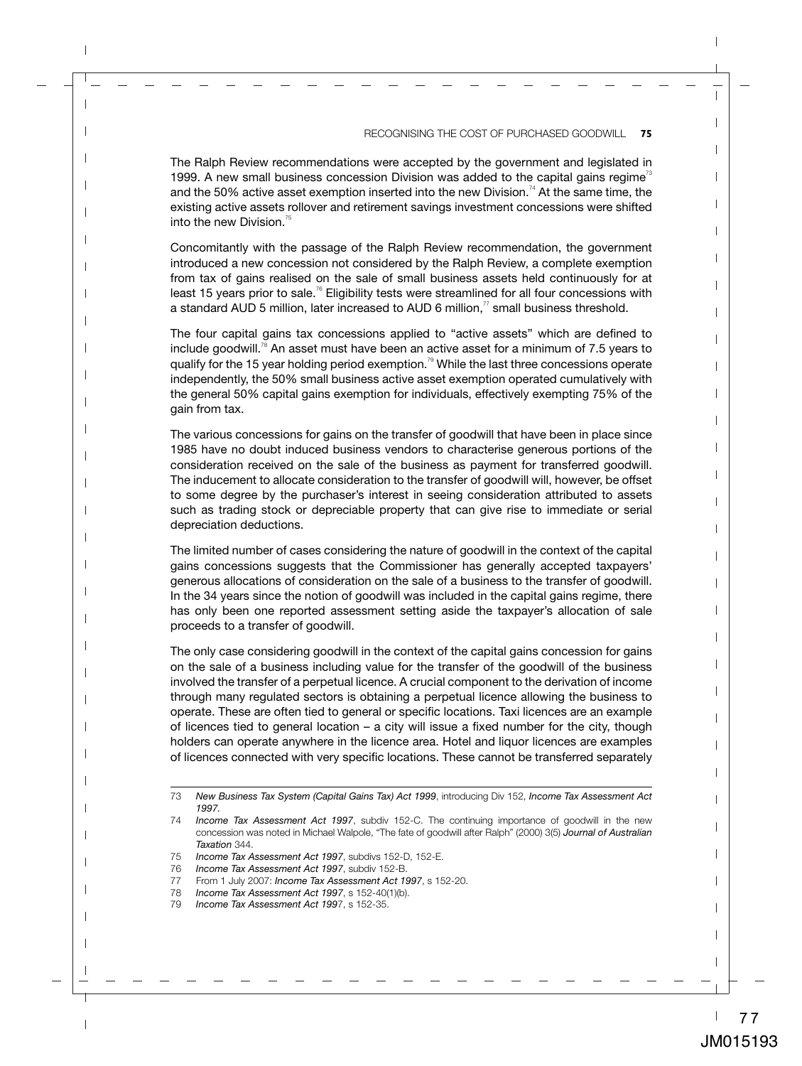The Ralph Review recommendations were accepted by the government and legislated in 1999. A new small business concession Division was added to the capital gains regime[73] and the 50% active asset exemption inserted into the new Division.[74] At the same time, the existing active assets rollover and retirement savings investment concessions were shifted into the new Division.[75]

Concomitantly with the passage of the Ralph Review recommendation, the government introduced a new concession not considered by the Ralph Review, a complete exemption from tax of gains realised on the sale of small business assets held continuously for at least 15 years prior to sale.[76] Eligibility tests were streamlined for all four concessions with a standard AUD 5 million, later increased to AUD 6 million,[77] small business threshold.

The four capital gains tax concessions applied to "active assets" which are defined to include goodwill.[78] An asset must have been an active asset for a minimum of 7.5 years to qualify for the 15 year holding period exemption.[79] While the last three concessions operate independently, the 50% small business active asset exemption operated cumulatively with the general 50% capital gains exemption for individuals, effectively exempting 75% of the gain from tax.

The various concessions for gains on the transfer of goodwill that have been in place since 1985 have no doubt induced business vendors to characterise generous portions of the consideration received on the sale of the business as payment for transferred goodwill. The inducement to allocate consideration to the transfer of goodwill will, however, be offset to some degree by the purchaser's interest in seeing consideration attributed to assets such as trading stock or depreciable property that can give rise to immediate or serial depreciation deductions.

The limited number of cases considering the nature of goodwill in the context of the capital gains concessions suggests that the Commissioner has generally accepted taxpayers' generous allocations of consideration on the sale of a business to the transfer of goodwill. In the 34 years since the notion of goodwill was included in the capital gains regime, there has only been one reported assessment setting aside the taxpayer's allocation of sale proceeds to a transfer of goodwill.

The only case considering goodwill in the context of the capital gains concession for gains on the sale of a business including value for the transfer of the goodwill of the business involved the transfer of a perpetual licence. A crucial component to the derivation of income through many regulated sectors is obtaining a perpetual licence allowing the business to operate. These are often tied to general or specific locations. Taxi licences are an example of licences tied to general location – a city will issue a fixed number for the city, though holders can operate anywhere in the licence area. Hotel and liquor licences are examples of licences connected with very specific locations. These cannot be transferred separately

---

73 *New Business Tax System (Capital Gains Tax) Act 1999*, introducing Div 152, *Income Tax Assessment Act 1997*.

74 *Income Tax Assessment Act 1997*, subdiv 152-C. The continuing importance of goodwill in the new concession was noted in Michael Walpole, "The fate of goodwill after Ralph" (2000) 3(5) *Journal of Australian Taxation* 344.

75 *Income Tax Assessment Act 1997*, subdivs 152-D, 152-E.

76 *Income Tax Assessment Act 1997*, subdiv 152-B.

77 From 1 July 2007: *Income Tax Assessment Act 1997*, s 152-20.

78 *Income Tax Assessment Act 1997*, s 152-40(1)(b).

79 *Income Tax Assessment Act 1997*, s 152-35.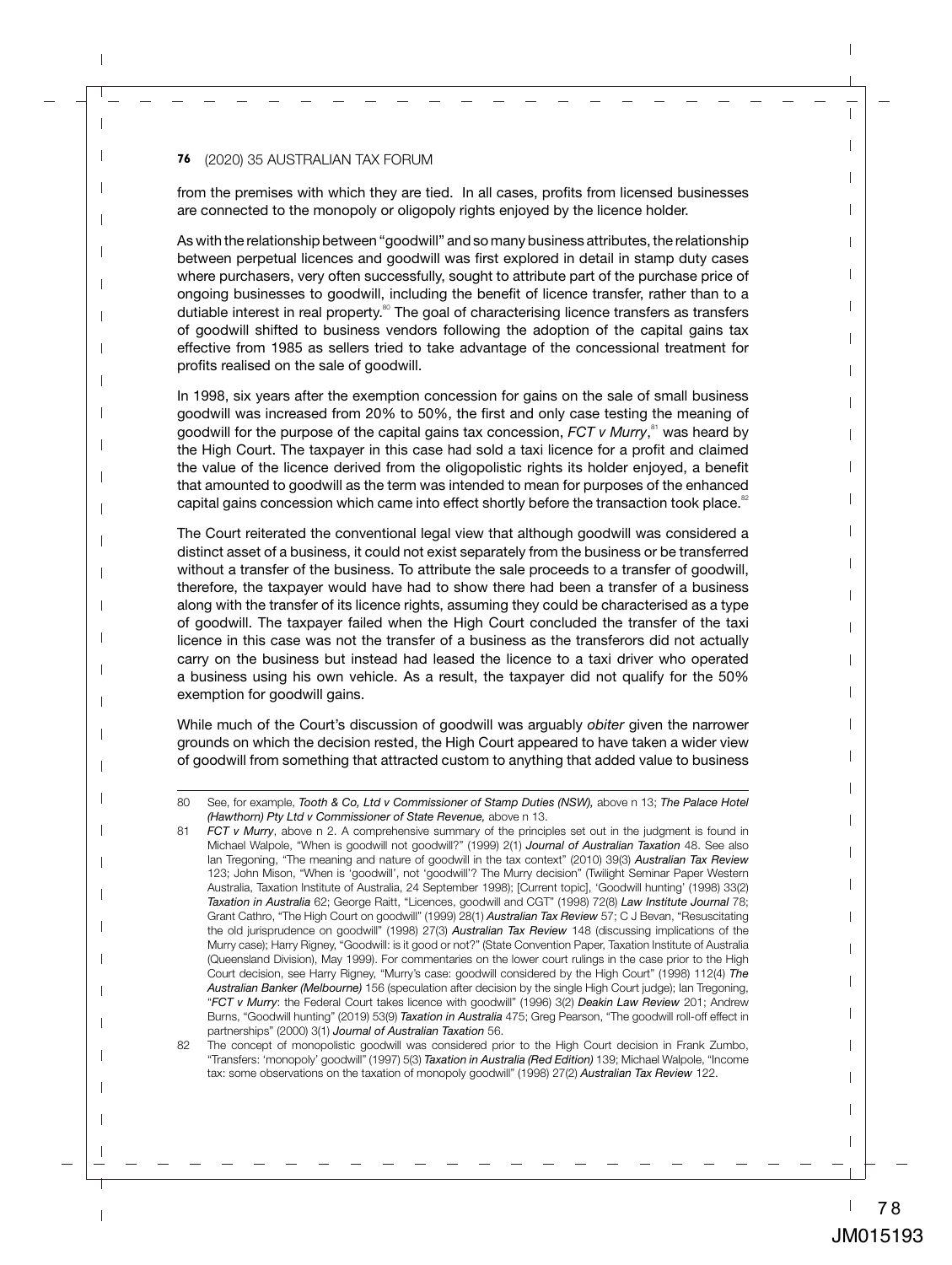from the premises with which they are tied. In all cases, profits from licensed businesses are connected to the monopoly or oligopoly rights enjoyed by the licence holder.

As with the relationship between "goodwill" and so many business attributes, the relationship between perpetual licences and goodwill was first explored in detail in stamp duty cases where purchasers, very often successfully, sought to attribute part of the purchase price of ongoing businesses to goodwill, including the benefit of licence transfer, rather than to a dutiable interest in real property.[80] The goal of characterising licence transfers as transfers of goodwill shifted to business vendors following the adoption of the capital gains tax effective from 1985 as sellers tried to take advantage of the concessional treatment for profits realised on the sale of goodwill.

In 1998, six years after the exemption concession for gains on the sale of small business goodwill was increased from 20% to 50%, the first and only case testing the meaning of goodwill for the purpose of the capital gains tax concession, *FCT v Murry*,[81] was heard by the High Court. The taxpayer in this case had sold a taxi licence for a profit and claimed the value of the licence derived from the oligopolistic rights its holder enjoyed, a benefit that amounted to goodwill as the term was intended to mean for purposes of the enhanced capital gains concession which came into effect shortly before the transaction took place.[82]

The Court reiterated the conventional legal view that although goodwill was considered a distinct asset of a business, it could not exist separately from the business or be transferred without a transfer of the business. To attribute the sale proceeds to a transfer of goodwill, therefore, the taxpayer would have had to show there had been a transfer of a business along with the transfer of its licence rights, assuming they could be characterised as a type of goodwill. The taxpayer failed when the High Court concluded the transfer of the taxi licence in this case was not the transfer of a business as the transferors did not actually carry on the business but instead had leased the licence to a taxi driver who operated a business using his own vehicle. As a result, the taxpayer did not qualify for the 50% exemption for goodwill gains.

While much of the Court's discussion of goodwill was arguably *obiter* given the narrower grounds on which the decision rested, the High Court appeared to have taken a wider view of goodwill from something that attracted custom to anything that added value to business

---

80 See, for example, ***Tooth & Co, Ltd v Commissioner of Stamp Duties (NSW),*** above n 13; ***The Palace Hotel (Hawthorn) Pty Ltd v Commissioner of State Revenue,*** above n 13.

81 *FCT v Murry*, above n 2. A comprehensive summary of the principles set out in the judgment is found in Michael Walpole, "When is goodwill not goodwill?" (1999) 2(1) ***Journal of Australian Taxation*** 48. See also Ian Tregoning, "The meaning and nature of goodwill in the tax context" (2010) 39(3) ***Australian Tax Review*** 123; John Mison, "When is 'goodwill', not 'goodwill'? The Murry decision" (Twilight Seminar Paper Western Australia, Taxation Institute of Australia, 24 September 1998); [Current topic], 'Goodwill hunting' (1998) 33(2) ***Taxation in Australia*** 62; George Raitt, "Licences, goodwill and CGT" (1998) 72(8) ***Law Institute Journal*** 78; Grant Cathro, "The High Court on goodwill" (1999) 28(1) ***Australian Tax Review*** 57; C J Bevan, "Resuscitating the old jurisprudence on goodwill" (1998) 27(3) ***Australian Tax Review*** 148 (discussing implications of the Murry case); Harry Rigney, "Goodwill: is it good or not?" (State Convention Paper, Taxation Institute of Australia (Queensland Division), May 1999). For commentaries on the lower court rulings in the case prior to the High Court decision, see Harry Rigney, "Murry's case: goodwill considered by the High Court" (1998) 112(4) ***The Australian Banker (Melbourne)*** 156 (speculation after decision by the single High Court judge); Ian Tregoning, "*FCT v Murry*: the Federal Court takes licence with goodwill" (1996) 3(2) ***Deakin Law Review*** 201; Andrew Burns, "Goodwill hunting" (2019) 53(9) ***Taxation in Australia*** 475; Greg Pearson, "The goodwill roll-off effect in partnerships" (2000) 3(1) ***Journal of Australian Taxation*** 56.

82 The concept of monopolistic goodwill was considered prior to the High Court decision in Frank Zumbo, "Transfers: 'monopoly' goodwill" (1997) 5(3) ***Taxation in Australia (Red Edition)*** 139; Michael Walpole, "Income tax: some observations on the taxation of monopoly goodwill" (1998) 27(2) ***Australian Tax Review*** 122.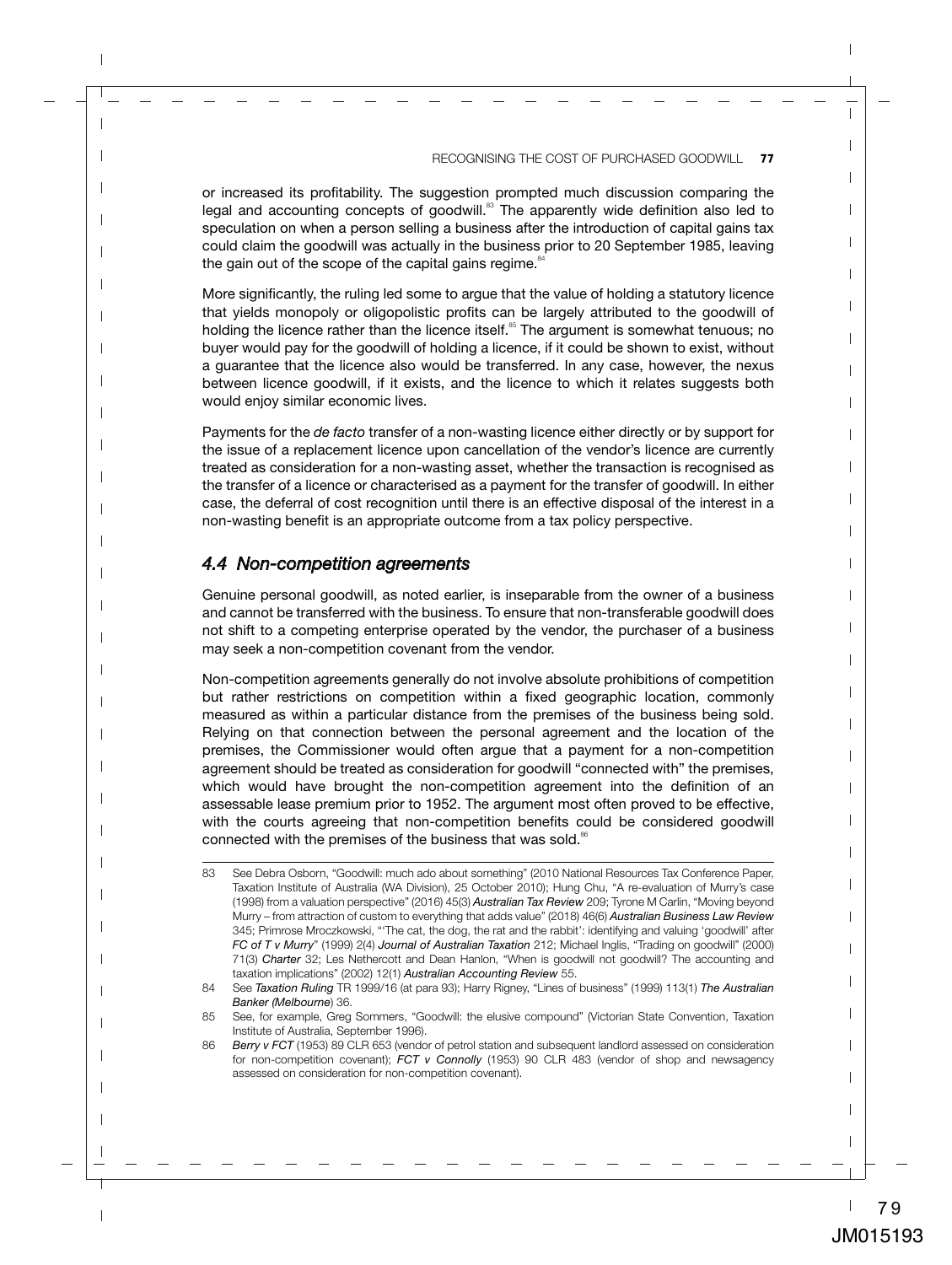or increased its profitability. The suggestion prompted much discussion comparing the legal and accounting concepts of goodwill.[83] The apparently wide definition also led to speculation on when a person selling a business after the introduction of capital gains tax could claim the goodwill was actually in the business prior to 20 September 1985, leaving the gain out of the scope of the capital gains regime.[84]

More significantly, the ruling led some to argue that the value of holding a statutory licence that yields monopoly or oligopolistic profits can be largely attributed to the goodwill of holding the licence rather than the licence itself.[85] The argument is somewhat tenuous; no buyer would pay for the goodwill of holding a licence, if it could be shown to exist, without a guarantee that the licence also would be transferred. In any case, however, the nexus between licence goodwill, if it exists, and the licence to which it relates suggests both would enjoy similar economic lives.

Payments for the *de facto* transfer of a non-wasting licence either directly or by support for the issue of a replacement licence upon cancellation of the vendor's licence are currently treated as consideration for a non-wasting asset, whether the transaction is recognised as the transfer of a licence or characterised as a payment for the transfer of goodwill. In either case, the deferral of cost recognition until there is an effective disposal of the interest in a non-wasting benefit is an appropriate outcome from a tax policy perspective.

## *4.4 Non-competition agreements*

Genuine personal goodwill, as noted earlier, is inseparable from the owner of a business and cannot be transferred with the business. To ensure that non-transferable goodwill does not shift to a competing enterprise operated by the vendor, the purchaser of a business may seek a non-competition covenant from the vendor.

Non-competition agreements generally do not involve absolute prohibitions of competition but rather restrictions on competition within a fixed geographic location, commonly measured as within a particular distance from the premises of the business being sold. Relying on that connection between the personal agreement and the location of the premises, the Commissioner would often argue that a payment for a non-competition agreement should be treated as consideration for goodwill "connected with" the premises, which would have brought the non-competition agreement into the definition of an assessable lease premium prior to 1952. The argument most often proved to be effective, with the courts agreeing that non-competition benefits could be considered goodwill connected with the premises of the business that was sold.[86]

---

83 See Debra Osborn, "Goodwill: much ado about something" (2010 National Resources Tax Conference Paper, Taxation Institute of Australia (WA Division), 25 October 2010); Hung Chu, "A re-evaluation of Murry's case (1998) from a valuation perspective" (2016) 45(3) ***Australian Tax Review*** 209; Tyrone M Carlin, "Moving beyond Murry – from attraction of custom to everything that adds value" (2018) 46(6) ***Australian Business Law Review*** 345; Primrose Mroczkowski, "'The cat, the dog, the rat and the rabbit': identifying and valuing 'goodwill' after ***FC of T v Murry***" (1999) 2(4) ***Journal of Australian Taxation*** 212; Michael Inglis, "Trading on goodwill" (2000) 71(3) ***Charter*** 32; Les Nethercott and Dean Hanlon, "When is goodwill not goodwill? The accounting and taxation implications" (2002) 12(1) ***Australian Accounting Review*** 55.

84 See ***Taxation Ruling*** TR 1999/16 (at para 93); Harry Rigney, "Lines of business" (1999) 113(1) ***The Australian Banker (Melbourne)*** 36.

85 See, for example, Greg Sommers, "Goodwill: the elusive compound" (Victorian State Convention, Taxation Institute of Australia, September 1996).

86 ***Berry v FCT*** (1953) 89 CLR 653 (vendor of petrol station and subsequent landlord assessed on consideration for non-competition covenant); ***FCT v Connolly*** (1953) 90 CLR 483 (vendor of shop and newsagency assessed on consideration for non-competition covenant).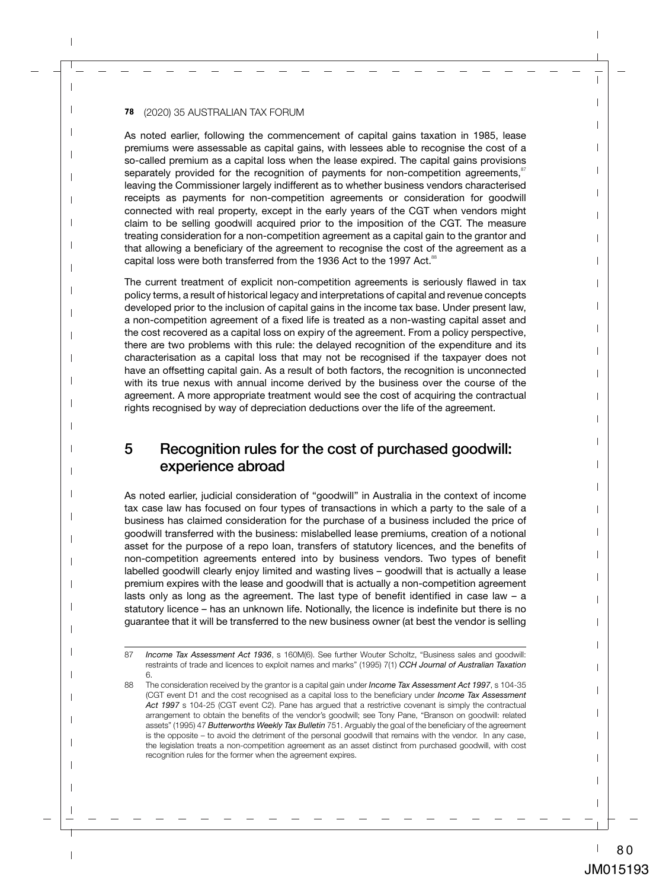As noted earlier, following the commencement of capital gains taxation in 1985, lease premiums were assessable as capital gains, with lessees able to recognise the cost of a so-called premium as a capital loss when the lease expired. The capital gains provisions separately provided for the recognition of payments for non-competition agreements,[87] leaving the Commissioner largely indifferent as to whether business vendors characterised receipts as payments for non-competition agreements or consideration for goodwill connected with real property, except in the early years of the CGT when vendors might claim to be selling goodwill acquired prior to the imposition of the CGT. The measure treating consideration for a non-competition agreement as a capital gain to the grantor and that allowing a beneficiary of the agreement to recognise the cost of the agreement as a capital loss were both transferred from the 1936 Act to the 1997 Act.[88]

The current treatment of explicit non-competition agreements is seriously flawed in tax policy terms, a result of historical legacy and interpretations of capital and revenue concepts developed prior to the inclusion of capital gains in the income tax base. Under present law, a non-competition agreement of a fixed life is treated as a non-wasting capital asset and the cost recovered as a capital loss on expiry of the agreement. From a policy perspective, there are two problems with this rule: the delayed recognition of the expenditure and its characterisation as a capital loss that may not be recognised if the taxpayer does not have an offsetting capital gain. As a result of both factors, the recognition is unconnected with its true nexus with annual income derived by the business over the course of the agreement. A more appropriate treatment would see the cost of acquiring the contractual rights recognised by way of depreciation deductions over the life of the agreement.

## 5 Recognition rules for the cost of purchased goodwill: experience abroad

As noted earlier, judicial consideration of "goodwill" in Australia in the context of income tax case law has focused on four types of transactions in which a party to the sale of a business has claimed consideration for the purchase of a business included the price of goodwill transferred with the business: mislabelled lease premiums, creation of a notional asset for the purpose of a repo loan, transfers of statutory licences, and the benefits of non-competition agreements entered into by business vendors. Two types of benefit labelled goodwill clearly enjoy limited and wasting lives – goodwill that is actually a lease premium expires with the lease and goodwill that is actually a non-competition agreement lasts only as long as the agreement. The last type of benefit identified in case law – a statutory licence – has an unknown life. Notionally, the licence is indefinite but there is no guarantee that it will be transferred to the new business owner (at best the vendor is selling

---

87 *Income Tax Assessment Act 1936*, s 160M(6). See further Wouter Scholtz, "Business sales and goodwill: restraints of trade and licences to exploit names and marks" (1995) 7(1) *CCH Journal of Australian Taxation* 6.

88 The consideration received by the grantor is a capital gain under *Income Tax Assessment Act 1997*, s 104-35 (CGT event D1 and the cost recognised as a capital loss to the beneficiary under *Income Tax Assessment Act 1997* s 104-25 (CGT event C2). Pane has argued that a restrictive covenant is simply the contractual arrangement to obtain the benefits of the vendor's goodwill; see Tony Pane, "Branson on goodwill: related assets" (1995) 47 *Butterworths Weekly Tax Bulletin* 751. Arguably the goal of the beneficiary of the agreement is the opposite – to avoid the detriment of the personal goodwill that remains with the vendor. In any case, the legislation treats a non-competition agreement as an asset distinct from purchased goodwill, with cost recognition rules for the former when the agreement expires.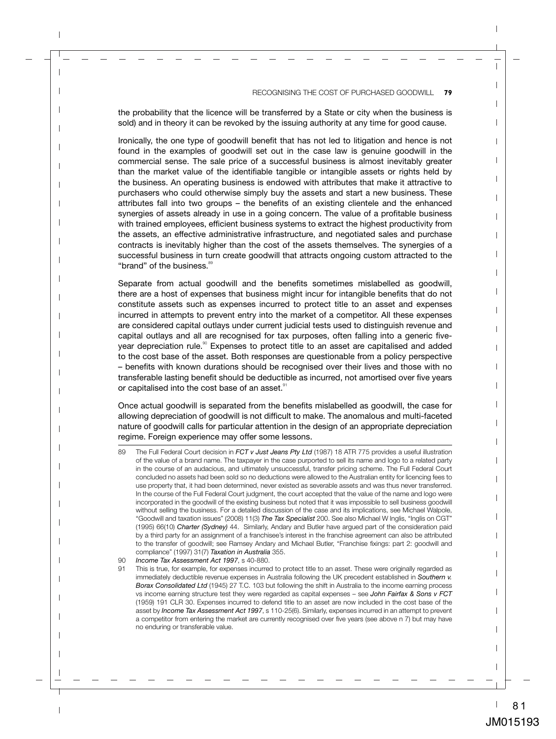the probability that the licence will be transferred by a State or city when the business is sold) and in theory it can be revoked by the issuing authority at any time for good cause.

Ironically, the one type of goodwill benefit that has not led to litigation and hence is not found in the examples of goodwill set out in the case law is genuine goodwill in the commercial sense. The sale price of a successful business is almost inevitably greater than the market value of the identifiable tangible or intangible assets or rights held by the business. An operating business is endowed with attributes that make it attractive to purchasers who could otherwise simply buy the assets and start a new business. These attributes fall into two groups – the benefits of an existing clientele and the enhanced synergies of assets already in use in a going concern. The value of a profitable business with trained employees, efficient business systems to extract the highest productivity from the assets, an effective administrative infrastructure, and negotiated sales and purchase contracts is inevitably higher than the cost of the assets themselves. The synergies of a successful business in turn create goodwill that attracts ongoing custom attracted to the "brand" of the business.[89]

Separate from actual goodwill and the benefits sometimes mislabelled as goodwill, there are a host of expenses that business might incur for intangible benefits that do not constitute assets such as expenses incurred to protect title to an asset and expenses incurred in attempts to prevent entry into the market of a competitor. All these expenses are considered capital outlays under current judicial tests used to distinguish revenue and capital outlays and all are recognised for tax purposes, often falling into a generic five-year depreciation rule.[90] Expenses to protect title to an asset are capitalised and added to the cost base of the asset. Both responses are questionable from a policy perspective – benefits with known durations should be recognised over their lives and those with no transferable lasting benefit should be deductible as incurred, not amortised over five years or capitalised into the cost base of an asset.[91]

Once actual goodwill is separated from the benefits mislabelled as goodwill, the case for allowing depreciation of goodwill is not difficult to make. The anomalous and multi-faceted nature of goodwill calls for particular attention in the design of an appropriate depreciation regime. Foreign experience may offer some lessons.

---

89 The Full Federal Court decision in *FCT v Just Jeans Pty Ltd* (1987) 18 ATR 775 provides a useful illustration of the value of a brand name. The taxpayer in the case purported to sell its name and logo to a related party in the course of an audacious, and ultimately unsuccessful, transfer pricing scheme. The Full Federal Court concluded no assets had been sold so no deductions were allowed to the Australian entity for licencing fees to use property that, it had been determined, never existed as severable assets and was thus never transferred. In the course of the Full Federal Court judgment, the court accepted that the value of the name and logo were incorporated in the goodwill of the existing business but noted that it was impossible to sell business goodwill without selling the business. For a detailed discussion of the case and its implications, see Michael Walpole, "Goodwill and taxation issues" (2008) 11(3) *The Tax Specialist* 200. See also Michael W Inglis, "Inglis on CGT" (1995) 66(10) *Charter (Sydney)* 44. Similarly, Andary and Butler have argued part of the consideration paid by a third party for an assignment of a franchisee's interest in the franchise agreement can also be attributed to the transfer of goodwill; see Ramsey Andary and Michael Butler, "Franchise fixings: part 2: goodwill and compliance" (1997) 31(7) *Taxation in Australia* 355.

90 *Income Tax Assessment Act 1997*, s 40-880.

91 This is true, for example, for expenses incurred to protect title to an asset. These were originally regarded as immediately deductible revenue expenses in Australia following the UK precedent established in *Southern v. Borax Consolidated Ltd* (1945) 27 T.C. 103 but following the shift in Australia to the income earning process vs income earning structure test they were regarded as capital expenses – see *John Fairfax & Sons v FCT* (1959) 191 CLR 30. Expenses incurred to defend title to an asset are now included in the cost base of the asset by *Income Tax Assessment Act 1997*, s 110-25(6). Similarly, expenses incurred in an attempt to prevent a competitor from entering the market are currently recognised over five years (see above n 7) but may have no enduring or transferable value.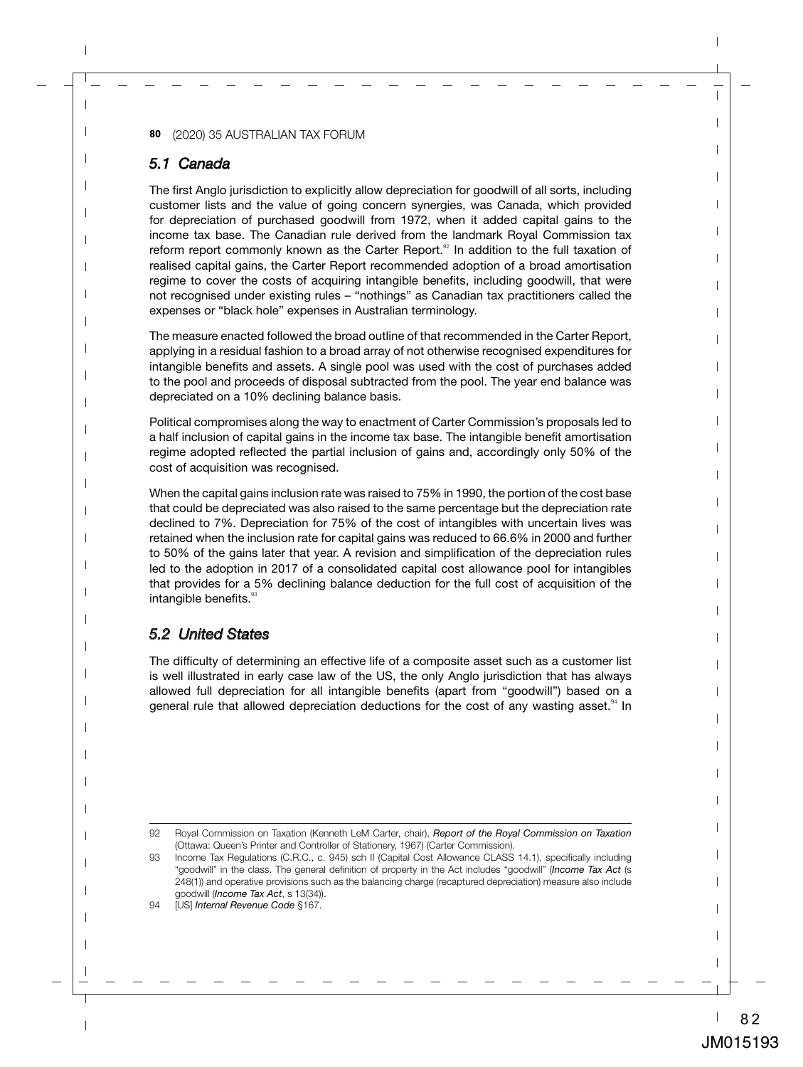## 5.1 Canada

The first Anglo jurisdiction to explicitly allow depreciation for goodwill of all sorts, including customer lists and the value of going concern synergies, was Canada, which provided for depreciation of purchased goodwill from 1972, when it added capital gains to the income tax base. The Canadian rule derived from the landmark Royal Commission tax reform report commonly known as the Carter Report.[92] In addition to the full taxation of realised capital gains, the Carter Report recommended adoption of a broad amortisation regime to cover the costs of acquiring intangible benefits, including goodwill, that were not recognised under existing rules – "nothings" as Canadian tax practitioners called the expenses or "black hole" expenses in Australian terminology.

The measure enacted followed the broad outline of that recommended in the Carter Report, applying in a residual fashion to a broad array of not otherwise recognised expenditures for intangible benefits and assets. A single pool was used with the cost of purchases added to the pool and proceeds of disposal subtracted from the pool. The year end balance was depreciated on a 10% declining balance basis.

Political compromises along the way to enactment of Carter Commission's proposals led to a half inclusion of capital gains in the income tax base. The intangible benefit amortisation regime adopted reflected the partial inclusion of gains and, accordingly only 50% of the cost of acquisition was recognised.

When the capital gains inclusion rate was raised to 75% in 1990, the portion of the cost base that could be depreciated was also raised to the same percentage but the depreciation rate declined to 7%. Depreciation for 75% of the cost of intangibles with uncertain lives was retained when the inclusion rate for capital gains was reduced to 66.6% in 2000 and further to 50% of the gains later that year. A revision and simplification of the depreciation rules led to the adoption in 2017 of a consolidated capital cost allowance pool for intangibles that provides for a 5% declining balance deduction for the full cost of acquisition of the intangible benefits.[93]

## 5.2 United States

The difficulty of determining an effective life of a composite asset such as a customer list is well illustrated in early case law of the US, the only Anglo jurisdiction that has always allowed full depreciation for all intangible benefits (apart from "goodwill") based on a general rule that allowed depreciation deductions for the cost of any wasting asset.[94] In

---

92 Royal Commission on Taxation (Kenneth LeM Carter, chair), *Report of the Royal Commission on Taxation* (Ottawa: Queen's Printer and Controller of Stationery, 1967) (Carter Commission).

93 Income Tax Regulations (C.R.C., c. 945) sch II (Capital Cost Allowance CLASS 14.1), specifically including "goodwill" in the class. The general definition of property in the Act includes "goodwill" (*Income Tax Act* (s 248(1)) and operative provisions such as the balancing charge (recaptured depreciation) measure also include goodwill (*Income Tax Act*, s 13(34)).

94 [US] *Internal Revenue Code* §167.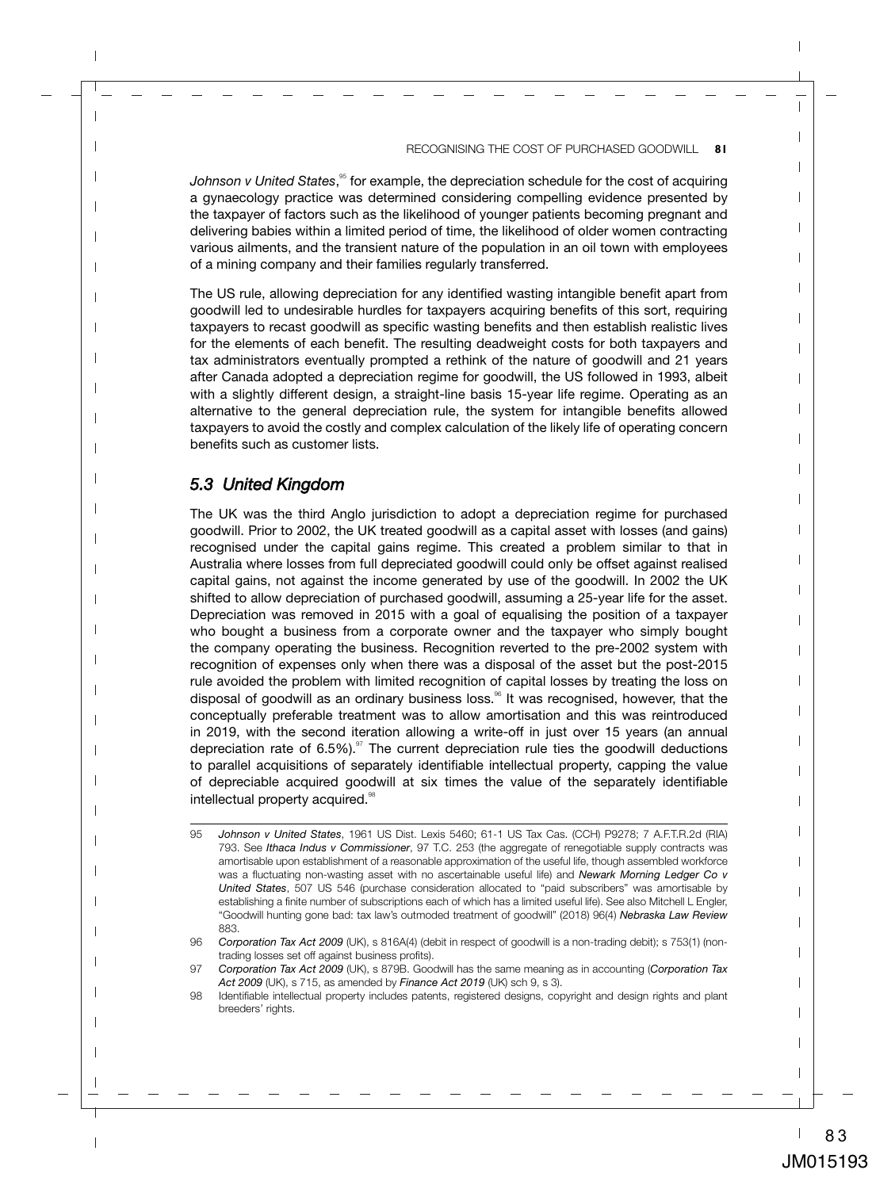*Johnson v United States*,[95] for example, the depreciation schedule for the cost of acquiring a gynaecology practice was determined considering compelling evidence presented by the taxpayer of factors such as the likelihood of younger patients becoming pregnant and delivering babies within a limited period of time, the likelihood of older women contracting various ailments, and the transient nature of the population in an oil town with employees of a mining company and their families regularly transferred.

The US rule, allowing depreciation for any identified wasting intangible benefit apart from goodwill led to undesirable hurdles for taxpayers acquiring benefits of this sort, requiring taxpayers to recast goodwill as specific wasting benefits and then establish realistic lives for the elements of each benefit. The resulting deadweight costs for both taxpayers and tax administrators eventually prompted a rethink of the nature of goodwill and 21 years after Canada adopted a depreciation regime for goodwill, the US followed in 1993, albeit with a slightly different design, a straight-line basis 15-year life regime. Operating as an alternative to the general depreciation rule, the system for intangible benefits allowed taxpayers to avoid the costly and complex calculation of the likely life of operating concern benefits such as customer lists.

## *5.3 United Kingdom*

The UK was the third Anglo jurisdiction to adopt a depreciation regime for purchased goodwill. Prior to 2002, the UK treated goodwill as a capital asset with losses (and gains) recognised under the capital gains regime. This created a problem similar to that in Australia where losses from full depreciated goodwill could only be offset against realised capital gains, not against the income generated by use of the goodwill. In 2002 the UK shifted to allow depreciation of purchased goodwill, assuming a 25-year life for the asset. Depreciation was removed in 2015 with a goal of equalising the position of a taxpayer who bought a business from a corporate owner and the taxpayer who simply bought the company operating the business. Recognition reverted to the pre-2002 system with recognition of expenses only when there was a disposal of the asset but the post-2015 rule avoided the problem with limited recognition of capital losses by treating the loss on disposal of goodwill as an ordinary business loss.[96] It was recognised, however, that the conceptually preferable treatment was to allow amortisation and this was reintroduced in 2019, with the second iteration allowing a write-off in just over 15 years (an annual depreciation rate of 6.5%).[97] The current depreciation rule ties the goodwill deductions to parallel acquisitions of separately identifiable intellectual property, capping the value of depreciable acquired goodwill at six times the value of the separately identifiable intellectual property acquired.[98]

---

95 *Johnson v United States*, 1961 US Dist. Lexis 5460; 61-1 US Tax Cas. (CCH) P9278; 7 A.F.T.R.2d (RIA) 793. See *Ithaca Indus v Commissioner*, 97 T.C. 253 (the aggregate of renegotiable supply contracts was amortisable upon establishment of a reasonable approximation of the useful life, though assembled workforce was a fluctuating non-wasting asset with no ascertainable useful life) and *Newark Morning Ledger Co v United States*, 507 US 546 (purchase consideration allocated to "paid subscribers" was amortisable by establishing a finite number of subscriptions each of which has a limited useful life). See also Mitchell L Engler, "Goodwill hunting gone bad: tax law's outmoded treatment of goodwill" (2018) 96(4) *Nebraska Law Review* 883.

96 *Corporation Tax Act 2009* (UK), s 816A(4) (debit in respect of goodwill is a non-trading debit); s 753(1) (non-trading losses set off against business profits).

97 *Corporation Tax Act 2009* (UK), s 879B. Goodwill has the same meaning as in accounting (*Corporation Tax Act 2009* (UK), s 715, as amended by *Finance Act 2019* (UK) sch 9, s 3).

98 Identifiable intellectual property includes patents, registered designs, copyright and design rights and plant breeders' rights.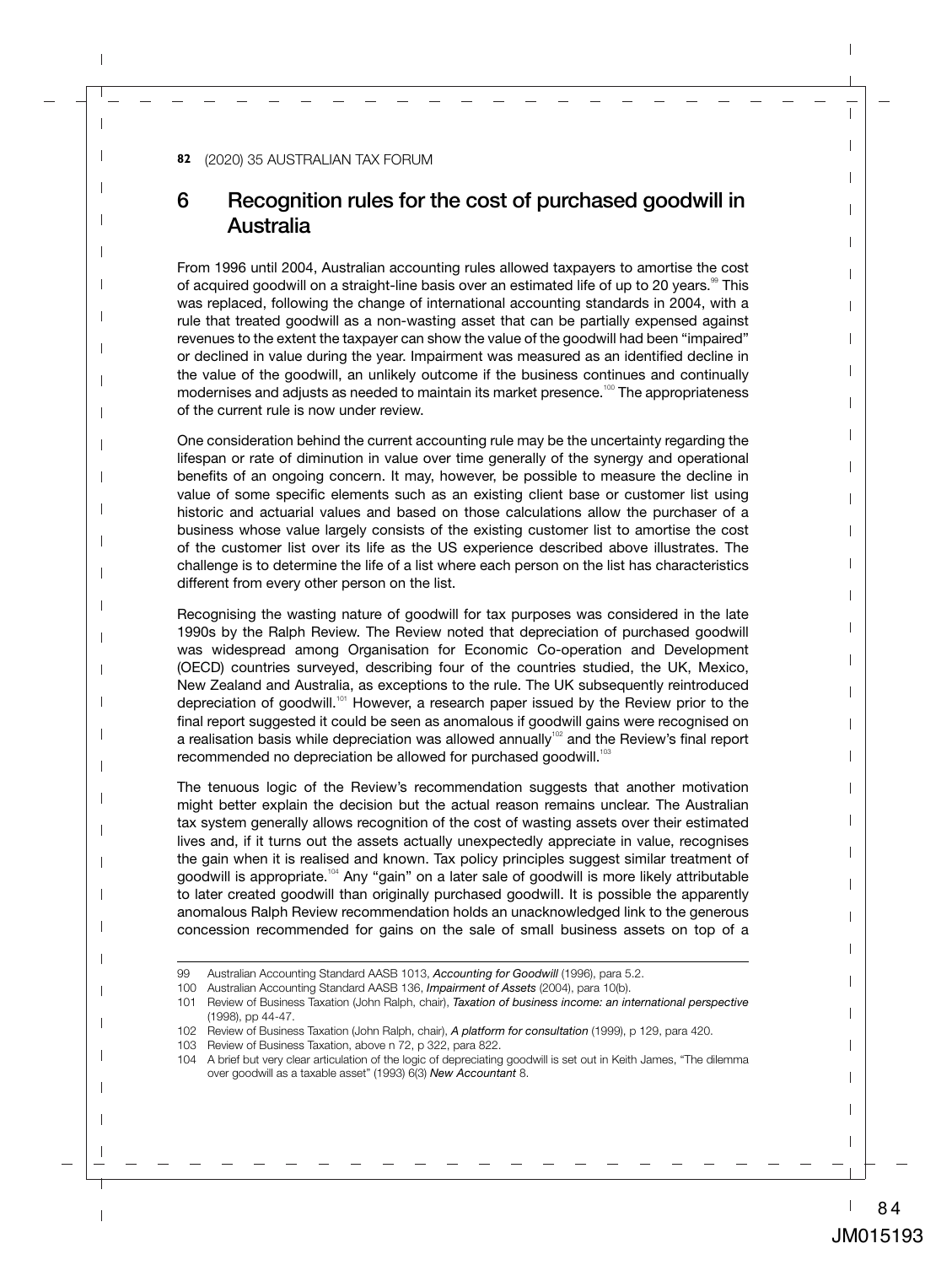## 6 Recognition rules for the cost of purchased goodwill in Australia

From 1996 until 2004, Australian accounting rules allowed taxpayers to amortise the cost of acquired goodwill on a straight-line basis over an estimated life of up to 20 years.[99] This was replaced, following the change of international accounting standards in 2004, with a rule that treated goodwill as a non-wasting asset that can be partially expensed against revenues to the extent the taxpayer can show the value of the goodwill had been "impaired" or declined in value during the year. Impairment was measured as an identified decline in the value of the goodwill, an unlikely outcome if the business continues and continually modernises and adjusts as needed to maintain its market presence.[100] The appropriateness of the current rule is now under review.

One consideration behind the current accounting rule may be the uncertainty regarding the lifespan or rate of diminution in value over time generally of the synergy and operational benefits of an ongoing concern. It may, however, be possible to measure the decline in value of some specific elements such as an existing client base or customer list using historic and actuarial values and based on those calculations allow the purchaser of a business whose value largely consists of the existing customer list to amortise the cost of the customer list over its life as the US experience described above illustrates. The challenge is to determine the life of a list where each person on the list has characteristics different from every other person on the list.

Recognising the wasting nature of goodwill for tax purposes was considered in the late 1990s by the Ralph Review. The Review noted that depreciation of purchased goodwill was widespread among Organisation for Economic Co-operation and Development (OECD) countries surveyed, describing four of the countries studied, the UK, Mexico, New Zealand and Australia, as exceptions to the rule. The UK subsequently reintroduced depreciation of goodwill.[101] However, a research paper issued by the Review prior to the final report suggested it could be seen as anomalous if goodwill gains were recognised on a realisation basis while depreciation was allowed annually[102] and the Review's final report recommended no depreciation be allowed for purchased goodwill.[103]

The tenuous logic of the Review's recommendation suggests that another motivation might better explain the decision but the actual reason remains unclear. The Australian tax system generally allows recognition of the cost of wasting assets over their estimated lives and, if it turns out the assets actually unexpectedly appreciate in value, recognises the gain when it is realised and known. Tax policy principles suggest similar treatment of goodwill is appropriate.[104] Any "gain" on a later sale of goodwill is more likely attributable to later created goodwill than originally purchased goodwill. It is possible the apparently anomalous Ralph Review recommendation holds an unacknowledged link to the generous concession recommended for gains on the sale of small business assets on top of a

---

99 Australian Accounting Standard AASB 1013, *Accounting for Goodwill* (1996), para 5.2.

100 Australian Accounting Standard AASB 136, *Impairment of Assets* (2004), para 10(b).

101 Review of Business Taxation (John Ralph, chair), *Taxation of business income: an international perspective* (1998), pp 44-47.

102 Review of Business Taxation (John Ralph, chair), *A platform for consultation* (1999), p 129, para 420.

103 Review of Business Taxation, above n 72, p 322, para 822.

104 A brief but very clear articulation of the logic of depreciating goodwill is set out in Keith James, "The dilemma over goodwill as a taxable asset" (1993) 6(3) *New Accountant* 8.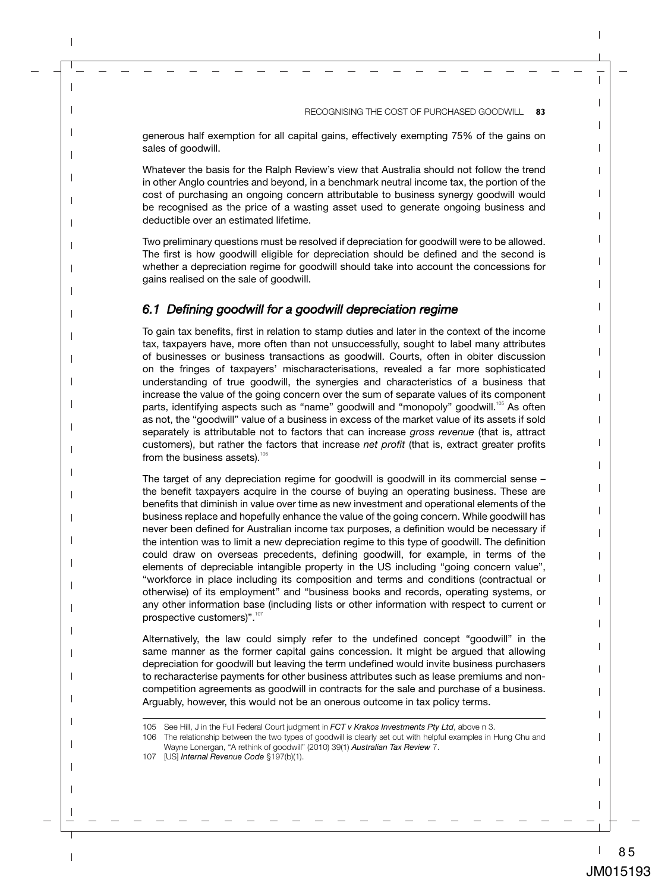generous half exemption for all capital gains, effectively exempting 75% of the gains on sales of goodwill.

Whatever the basis for the Ralph Review's view that Australia should not follow the trend in other Anglo countries and beyond, in a benchmark neutral income tax, the portion of the cost of purchasing an ongoing concern attributable to business synergy goodwill would be recognised as the price of a wasting asset used to generate ongoing business and deductible over an estimated lifetime.

Two preliminary questions must be resolved if depreciation for goodwill were to be allowed. The first is how goodwill eligible for depreciation should be defined and the second is whether a depreciation regime for goodwill should take into account the concessions for gains realised on the sale of goodwill.

## *6.1 Defining goodwill for a goodwill depreciation regime*

To gain tax benefits, first in relation to stamp duties and later in the context of the income tax, taxpayers have, more often than not unsuccessfully, sought to label many attributes of businesses or business transactions as goodwill. Courts, often in obiter discussion on the fringes of taxpayers' mischaracterisations, revealed a far more sophisticated understanding of true goodwill, the synergies and characteristics of a business that increase the value of the going concern over the sum of separate values of its component parts, identifying aspects such as "name" goodwill and "monopoly" goodwill.[105] As often as not, the "goodwill" value of a business in excess of the market value of its assets if sold separately is attributable not to factors that can increase *gross revenue* (that is, attract customers), but rather the factors that increase *net profit* (that is, extract greater profits from the business assets).[106]

The target of any depreciation regime for goodwill is goodwill in its commercial sense – the benefit taxpayers acquire in the course of buying an operating business. These are benefits that diminish in value over time as new investment and operational elements of the business replace and hopefully enhance the value of the going concern. While goodwill has never been defined for Australian income tax purposes, a definition would be necessary if the intention was to limit a new depreciation regime to this type of goodwill. The definition could draw on overseas precedents, defining goodwill, for example, in terms of the elements of depreciable intangible property in the US including "going concern value", "workforce in place including its composition and terms and conditions (contractual or otherwise) of its employment" and "business books and records, operating systems, or any other information base (including lists or other information with respect to current or prospective customers)".[107]

Alternatively, the law could simply refer to the undefined concept "goodwill" in the same manner as the former capital gains concession. It might be argued that allowing depreciation for goodwill but leaving the term undefined would invite business purchasers to recharacterise payments for other business attributes such as lease premiums and non-competition agreements as goodwill in contracts for the sale and purchase of a business. Arguably, however, this would not be an onerous outcome in tax policy terms.

---

105 See Hill, J in the Full Federal Court judgment in ***FCT v Krakos Investments Pty Ltd***, above n 3.

106 The relationship between the two types of goodwill is clearly set out with helpful examples in Hung Chu and Wayne Lonergan, "A rethink of goodwill" (2010) 39(1) *Australian Tax Review* 7.

107 [US] *Internal Revenue Code* §197(b)(1).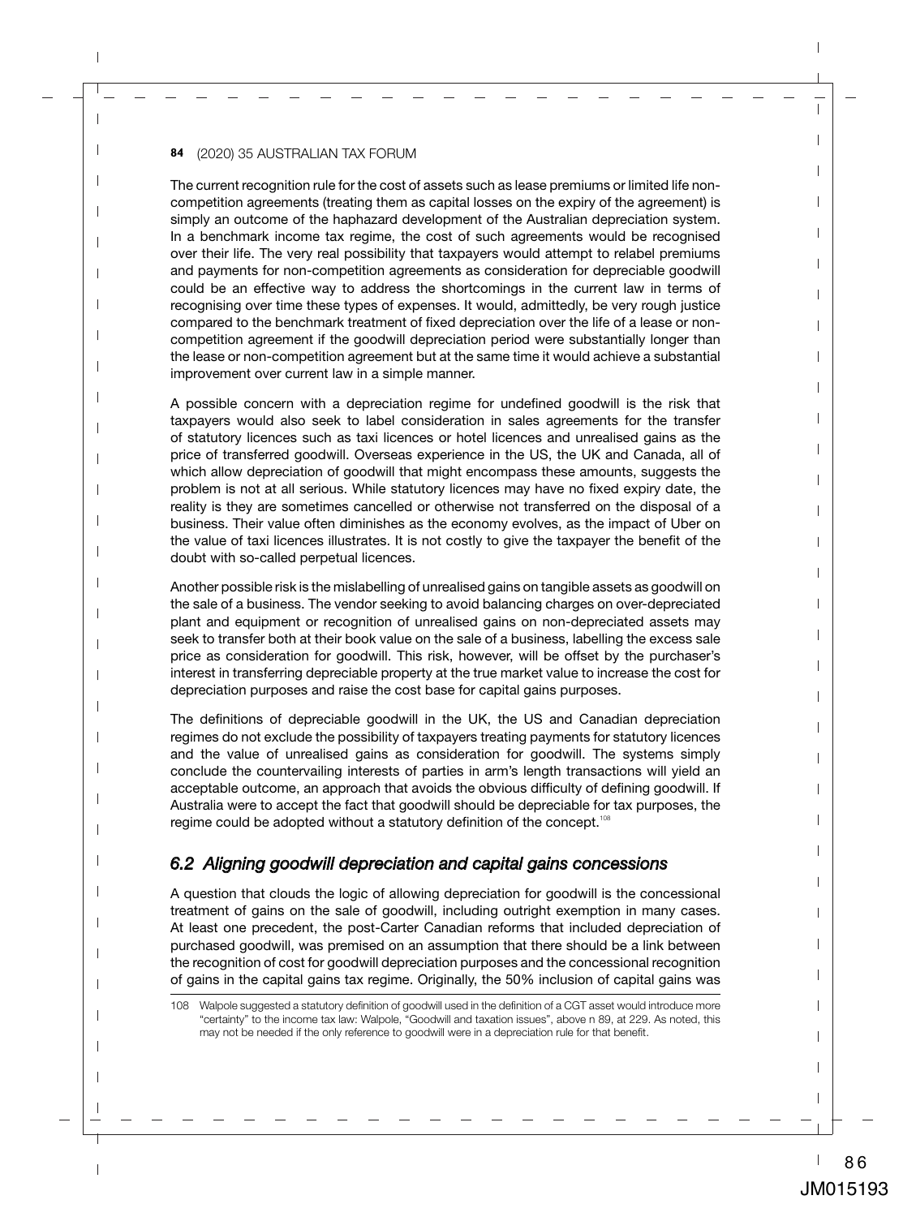The current recognition rule for the cost of assets such as lease premiums or limited life non-competition agreements (treating them as capital losses on the expiry of the agreement) is simply an outcome of the haphazard development of the Australian depreciation system. In a benchmark income tax regime, the cost of such agreements would be recognised over their life. The very real possibility that taxpayers would attempt to relabel premiums and payments for non-competition agreements as consideration for depreciable goodwill could be an effective way to address the shortcomings in the current law in terms of recognising over time these types of expenses. It would, admittedly, be very rough justice compared to the benchmark treatment of fixed depreciation over the life of a lease or non-competition agreement if the goodwill depreciation period were substantially longer than the lease or non-competition agreement but at the same time it would achieve a substantial improvement over current law in a simple manner.

A possible concern with a depreciation regime for undefined goodwill is the risk that taxpayers would also seek to label consideration in sales agreements for the transfer of statutory licences such as taxi licences or hotel licences and unrealised gains as the price of transferred goodwill. Overseas experience in the US, the UK and Canada, all of which allow depreciation of goodwill that might encompass these amounts, suggests the problem is not at all serious. While statutory licences may have no fixed expiry date, the reality is they are sometimes cancelled or otherwise not transferred on the disposal of a business. Their value often diminishes as the economy evolves, as the impact of Uber on the value of taxi licences illustrates. It is not costly to give the taxpayer the benefit of the doubt with so-called perpetual licences.

Another possible risk is the mislabelling of unrealised gains on tangible assets as goodwill on the sale of a business. The vendor seeking to avoid balancing charges on over-depreciated plant and equipment or recognition of unrealised gains on non-depreciated assets may seek to transfer both at their book value on the sale of a business, labelling the excess sale price as consideration for goodwill. This risk, however, will be offset by the purchaser's interest in transferring depreciable property at the true market value to increase the cost for depreciation purposes and raise the cost base for capital gains purposes.

The definitions of depreciable goodwill in the UK, the US and Canadian depreciation regimes do not exclude the possibility of taxpayers treating payments for statutory licences and the value of unrealised gains as consideration for goodwill. The systems simply conclude the countervailing interests of parties in arm's length transactions will yield an acceptable outcome, an approach that avoids the obvious difficulty of defining goodwill. If Australia were to accept the fact that goodwill should be depreciable for tax purposes, the regime could be adopted without a statutory definition of the concept.[108]

### *6.2 Aligning goodwill depreciation and capital gains concessions*

A question that clouds the logic of allowing depreciation for goodwill is the concessional treatment of gains on the sale of goodwill, including outright exemption in many cases. At least one precedent, the post-Carter Canadian reforms that included depreciation of purchased goodwill, was premised on an assumption that there should be a link between the recognition of cost for goodwill depreciation purposes and the concessional recognition of gains in the capital gains tax regime. Originally, the 50% inclusion of capital gains was

108 Walpole suggested a statutory definition of goodwill used in the definition of a CGT asset would introduce more "certainty" to the income tax law: Walpole, "Goodwill and taxation issues", above n 89, at 229. As noted, this may not be needed if the only reference to goodwill were in a depreciation rule for that benefit.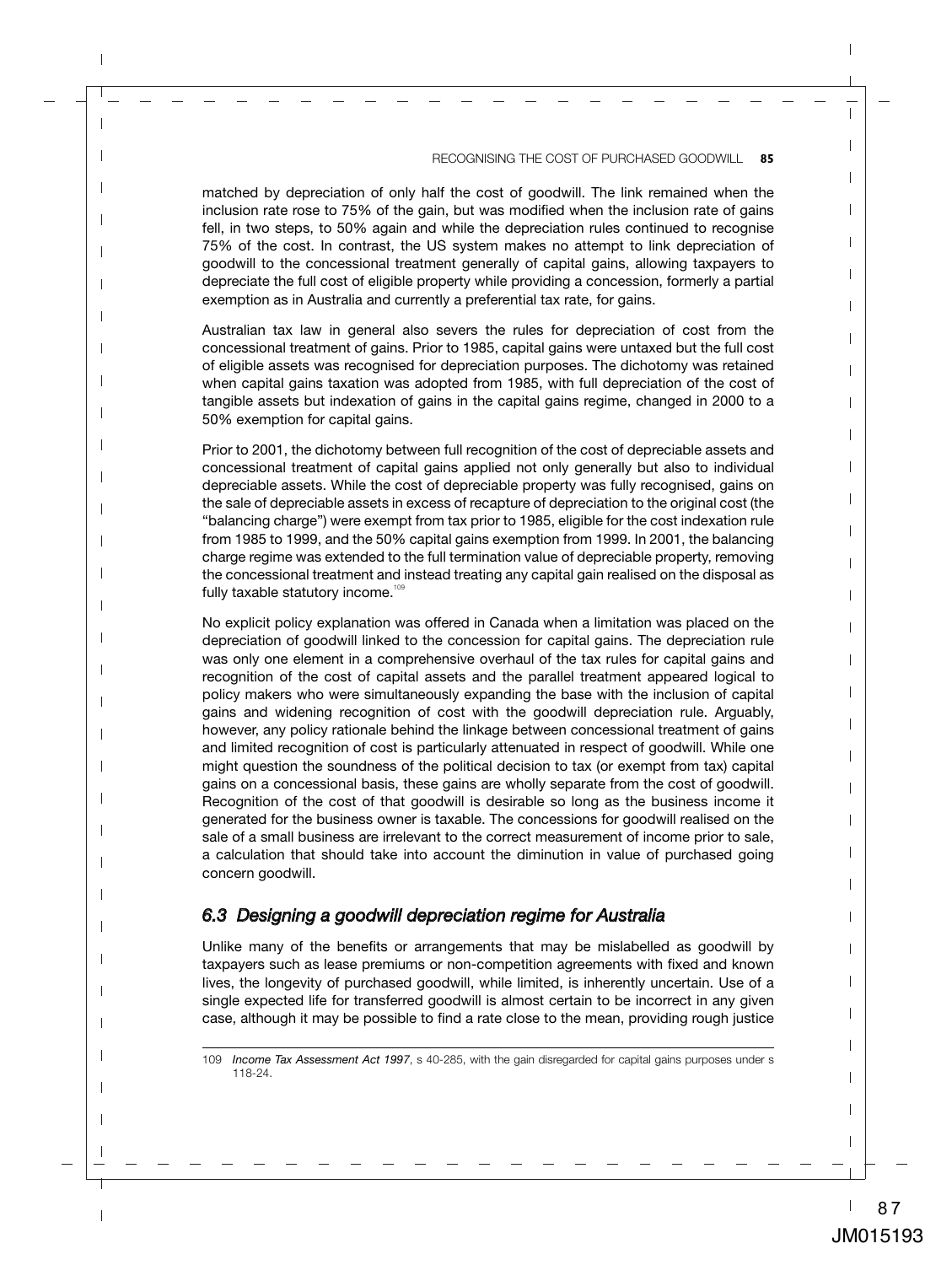matched by depreciation of only half the cost of goodwill. The link remained when the inclusion rate rose to 75% of the gain, but was modified when the inclusion rate of gains fell, in two steps, to 50% again and while the depreciation rules continued to recognise 75% of the cost. In contrast, the US system makes no attempt to link depreciation of goodwill to the concessional treatment generally of capital gains, allowing taxpayers to depreciate the full cost of eligible property while providing a concession, formerly a partial exemption as in Australia and currently a preferential tax rate, for gains.

Australian tax law in general also severs the rules for depreciation of cost from the concessional treatment of gains. Prior to 1985, capital gains were untaxed but the full cost of eligible assets was recognised for depreciation purposes. The dichotomy was retained when capital gains taxation was adopted from 1985, with full depreciation of the cost of tangible assets but indexation of gains in the capital gains regime, changed in 2000 to a 50% exemption for capital gains.

Prior to 2001, the dichotomy between full recognition of the cost of depreciable assets and concessional treatment of capital gains applied not only generally but also to individual depreciable assets. While the cost of depreciable property was fully recognised, gains on the sale of depreciable assets in excess of recapture of depreciation to the original cost (the "balancing charge") were exempt from tax prior to 1985, eligible for the cost indexation rule from 1985 to 1999, and the 50% capital gains exemption from 1999. In 2001, the balancing charge regime was extended to the full termination value of depreciable property, removing the concessional treatment and instead treating any capital gain realised on the disposal as fully taxable statutory income.[109]

No explicit policy explanation was offered in Canada when a limitation was placed on the depreciation of goodwill linked to the concession for capital gains. The depreciation rule was only one element in a comprehensive overhaul of the tax rules for capital gains and recognition of the cost of capital assets and the parallel treatment appeared logical to policy makers who were simultaneously expanding the base with the inclusion of capital gains and widening recognition of cost with the goodwill depreciation rule. Arguably, however, any policy rationale behind the linkage between concessional treatment of gains and limited recognition of cost is particularly attenuated in respect of goodwill. While one might question the soundness of the political decision to tax (or exempt from tax) capital gains on a concessional basis, these gains are wholly separate from the cost of goodwill. Recognition of the cost of that goodwill is desirable so long as the business income it generated for the business owner is taxable. The concessions for goodwill realised on the sale of a small business are irrelevant to the correct measurement of income prior to sale, a calculation that should take into account the diminution in value of purchased going concern goodwill.

## *6.3 Designing a goodwill depreciation regime for Australia*

Unlike many of the benefits or arrangements that may be mislabelled as goodwill by taxpayers such as lease premiums or non-competition agreements with fixed and known lives, the longevity of purchased goodwill, while limited, is inherently uncertain. Use of a single expected life for transferred goodwill is almost certain to be incorrect in any given case, although it may be possible to find a rate close to the mean, providing rough justice

---

109 *Income Tax Assessment Act 1997*, s 40-285, with the gain disregarded for capital gains purposes under s 118-24.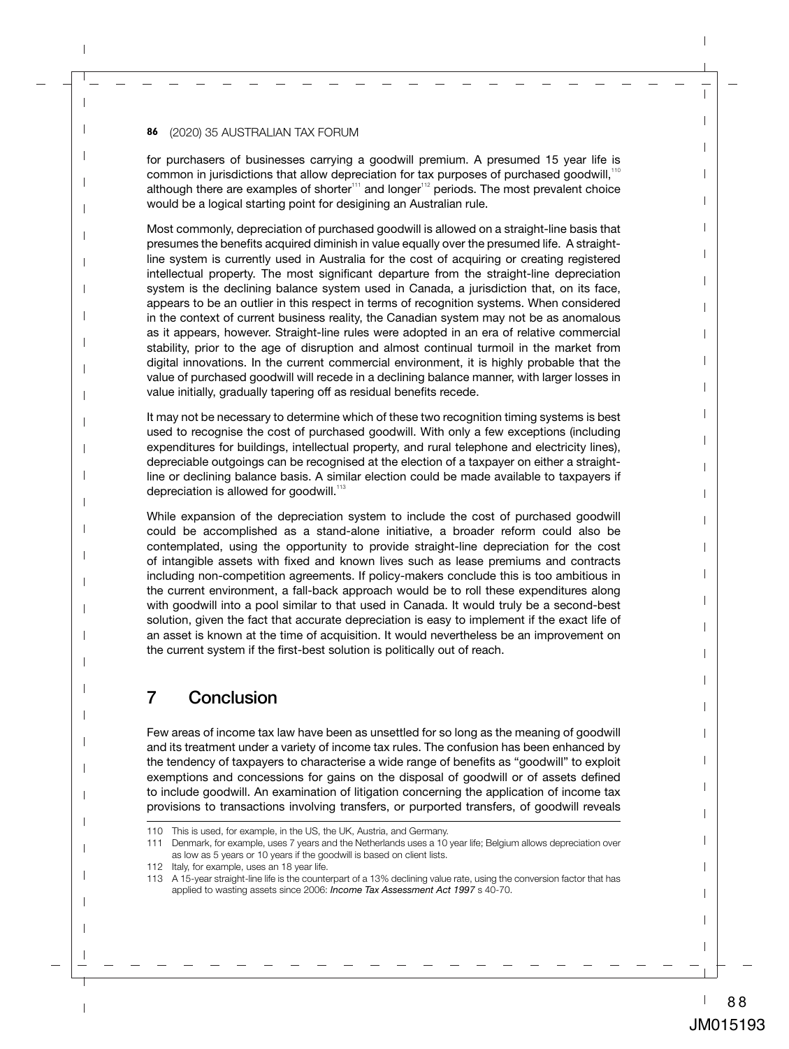for purchasers of businesses carrying a goodwill premium. A presumed 15 year life is common in jurisdictions that allow depreciation for tax purposes of purchased goodwill,[110] although there are examples of shorter[111] and longer[112] periods. The most prevalent choice would be a logical starting point for desigining an Australian rule.

Most commonly, depreciation of purchased goodwill is allowed on a straight-line basis that presumes the benefits acquired diminish in value equally over the presumed life. A straight-line system is currently used in Australia for the cost of acquiring or creating registered intellectual property. The most significant departure from the straight-line depreciation system is the declining balance system used in Canada, a jurisdiction that, on its face, appears to be an outlier in this respect in terms of recognition systems. When considered in the context of current business reality, the Canadian system may not be as anomalous as it appears, however. Straight-line rules were adopted in an era of relative commercial stability, prior to the age of disruption and almost continual turmoil in the market from digital innovations. In the current commercial environment, it is highly probable that the value of purchased goodwill will recede in a declining balance manner, with larger losses in value initially, gradually tapering off as residual benefits recede.

It may not be necessary to determine which of these two recognition timing systems is best used to recognise the cost of purchased goodwill. With only a few exceptions (including expenditures for buildings, intellectual property, and rural telephone and electricity lines), depreciable outgoings can be recognised at the election of a taxpayer on either a straight-line or declining balance basis. A similar election could be made available to taxpayers if depreciation is allowed for goodwill.[113]

While expansion of the depreciation system to include the cost of purchased goodwill could be accomplished as a stand-alone initiative, a broader reform could also be contemplated, using the opportunity to provide straight-line depreciation for the cost of intangible assets with fixed and known lives such as lease premiums and contracts including non-competition agreements. If policy-makers conclude this is too ambitious in the current environment, a fall-back approach would be to roll these expenditures along with goodwill into a pool similar to that used in Canada. It would truly be a second-best solution, given the fact that accurate depreciation is easy to implement if the exact life of an asset is known at the time of acquisition. It would nevertheless be an improvement on the current system if the first-best solution is politically out of reach.

## 7 Conclusion

Few areas of income tax law have been as unsettled for so long as the meaning of goodwill and its treatment under a variety of income tax rules. The confusion has been enhanced by the tendency of taxpayers to characterise a wide range of benefits as "goodwill" to exploit exemptions and concessions for gains on the disposal of goodwill or of assets defined to include goodwill. An examination of litigation concerning the application of income tax provisions to transactions involving transfers, or purported transfers, of goodwill reveals

---

110 This is used, for example, in the US, the UK, Austria, and Germany.

111 Denmark, for example, uses 7 years and the Netherlands uses a 10 year life; Belgium allows depreciation over as low as 5 years or 10 years if the goodwill is based on client lists.

112 Italy, for example, uses an 18 year life.

113 A 15-year straight-line life is the counterpart of a 13% declining value rate, using the conversion factor that has applied to wasting assets since 2006: *Income Tax Assessment Act 1997* s 40-70.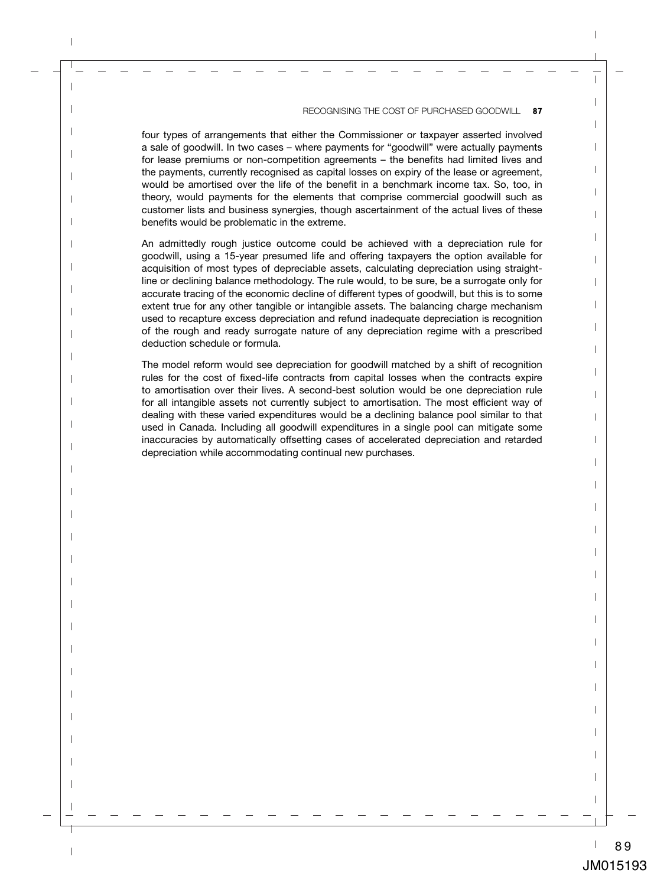four types of arrangements that either the Commissioner or taxpayer asserted involved a sale of goodwill. In two cases – where payments for "goodwill" were actually payments for lease premiums or non-competition agreements – the benefits had limited lives and the payments, currently recognised as capital losses on expiry of the lease or agreement, would be amortised over the life of the benefit in a benchmark income tax. So, too, in theory, would payments for the elements that comprise commercial goodwill such as customer lists and business synergies, though ascertainment of the actual lives of these benefits would be problematic in the extreme.

An admittedly rough justice outcome could be achieved with a depreciation rule for goodwill, using a 15-year presumed life and offering taxpayers the option available for acquisition of most types of depreciable assets, calculating depreciation using straight-line or declining balance methodology. The rule would, to be sure, be a surrogate only for accurate tracing of the economic decline of different types of goodwill, but this is to some extent true for any other tangible or intangible assets. The balancing charge mechanism used to recapture excess depreciation and refund inadequate depreciation is recognition of the rough and ready surrogate nature of any depreciation regime with a prescribed deduction schedule or formula.

The model reform would see depreciation for goodwill matched by a shift of recognition rules for the cost of fixed-life contracts from capital losses when the contracts expire to amortisation over their lives. A second-best solution would be one depreciation rule for all intangible assets not currently subject to amortisation. The most efficient way of dealing with these varied expenditures would be a declining balance pool similar to that used in Canada. Including all goodwill expenditures in a single pool can mitigate some inaccuracies by automatically offsetting cases of accelerated depreciation and retarded depreciation while accommodating continual new purchases.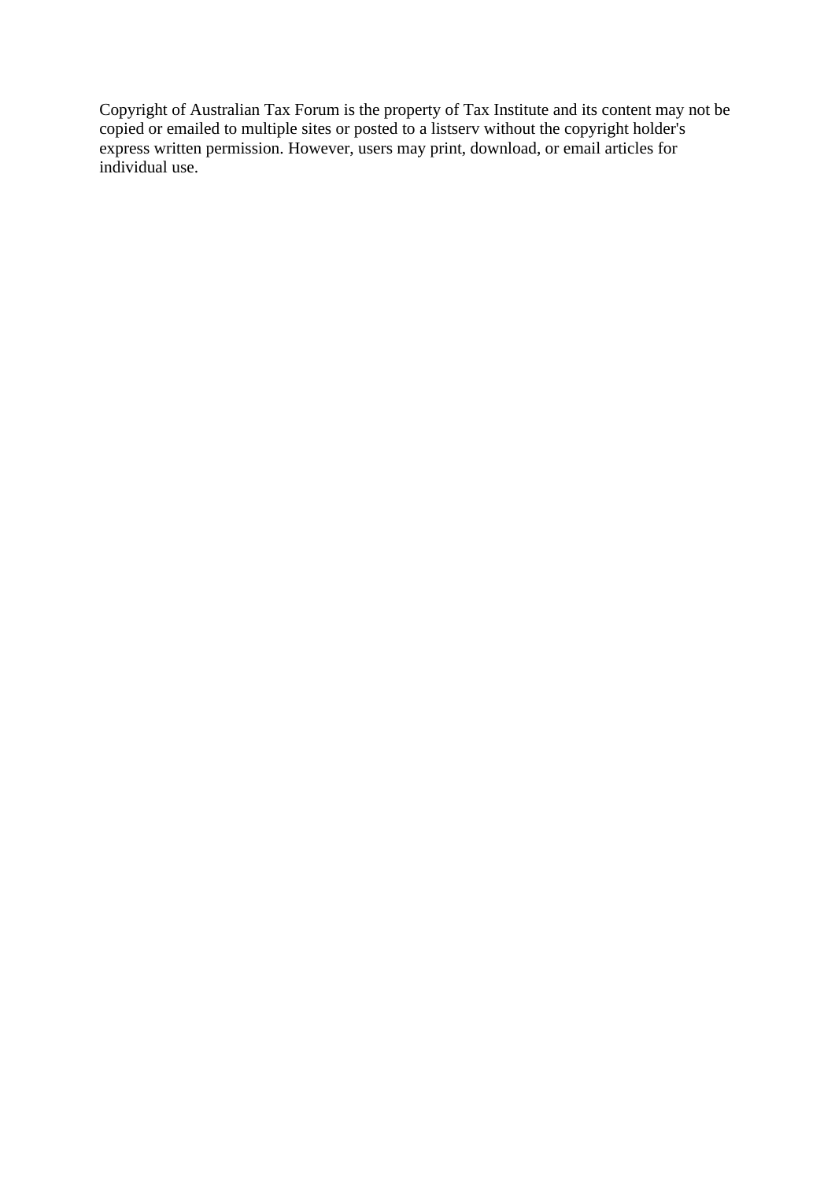Copyright of Australian Tax Forum is the property of Tax Institute and its content may not be copied or emailed to multiple sites or posted to a listserv without the copyright holder's express written permission. However, users may print, download, or email articles for individual use.